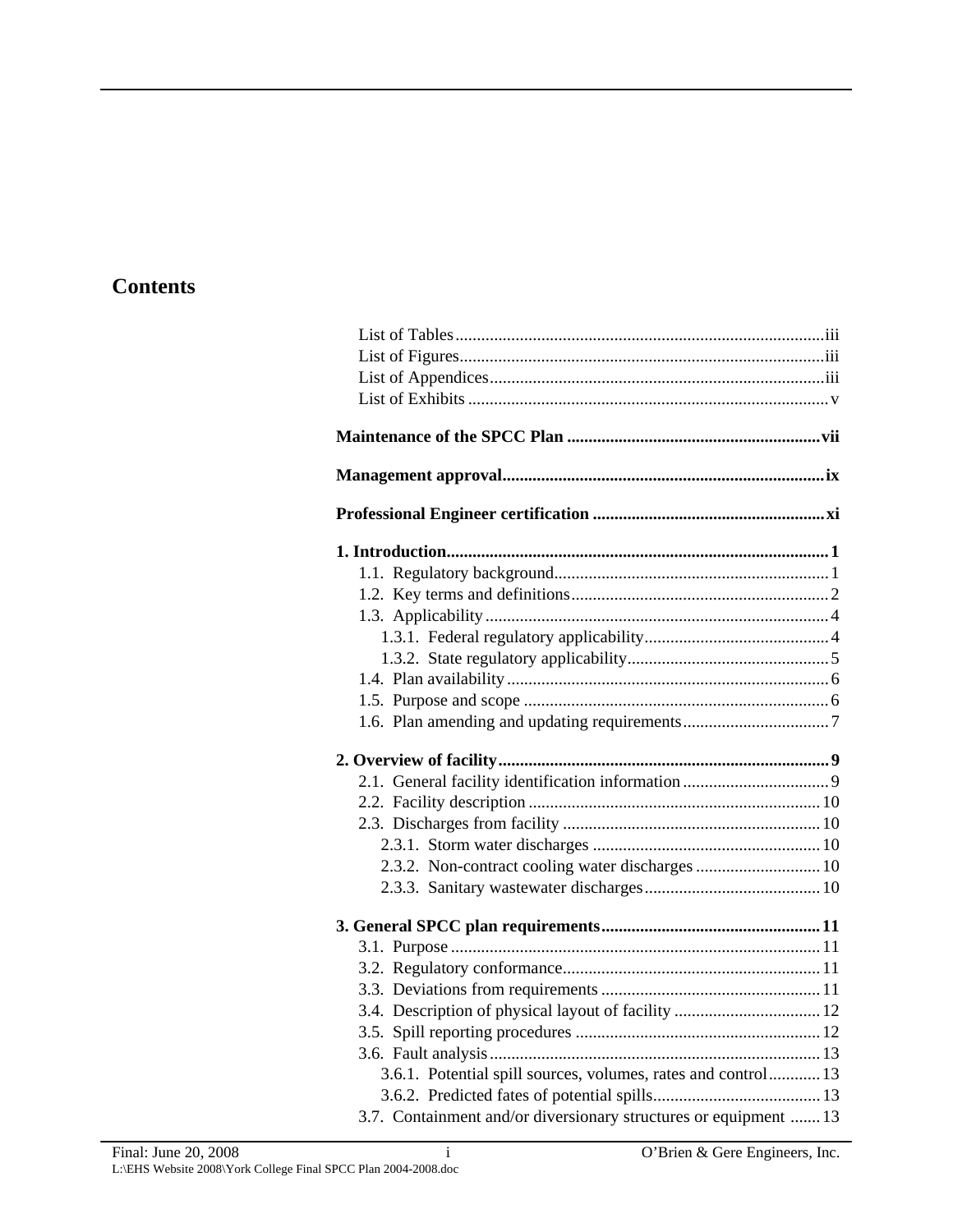# Contents

List of Tables .......... iii
List of Figures .......... iii
List of Appendices .......... iii
List of Exhibits .......... v

**Maintenance of the SPCC Plan .......... vii**

**Management approval .......... ix**

**Professional Engineer certification .......... xi**

**1. Introduction .......... 1**
- 1.1. Regulatory background .......... 1
- 1.2. Key terms and definitions .......... 2
- 1.3. Applicability .......... 4
  - 1.3.1. Federal regulatory applicability .......... 4
  - 1.3.2. State regulatory applicability .......... 5
- 1.4. Plan availability .......... 6
- 1.5. Purpose and scope .......... 6
- 1.6. Plan amending and updating requirements .......... 7

**2. Overview of facility .......... 9**
- 2.1. General facility identification information .......... 9
- 2.2. Facility description .......... 10
- 2.3. Discharges from facility .......... 10
  - 2.3.1. Storm water discharges .......... 10
  - 2.3.2. Non-contract cooling water discharges .......... 10
  - 2.3.3. Sanitary wastewater discharges .......... 10

**3. General SPCC plan requirements .......... 11**
- 3.1. Purpose .......... 11
- 3.2. Regulatory conformance .......... 11
- 3.3. Deviations from requirements .......... 11
- 3.4. Description of physical layout of facility .......... 12
- 3.5. Spill reporting procedures .......... 12
- 3.6. Fault analysis .......... 13
  - 3.6.1. Potential spill sources, volumes, rates and control .......... 13
  - 3.6.2. Predicted fates of potential spills .......... 13
- 3.7. Containment and/or diversionary structures or equipment .......... 13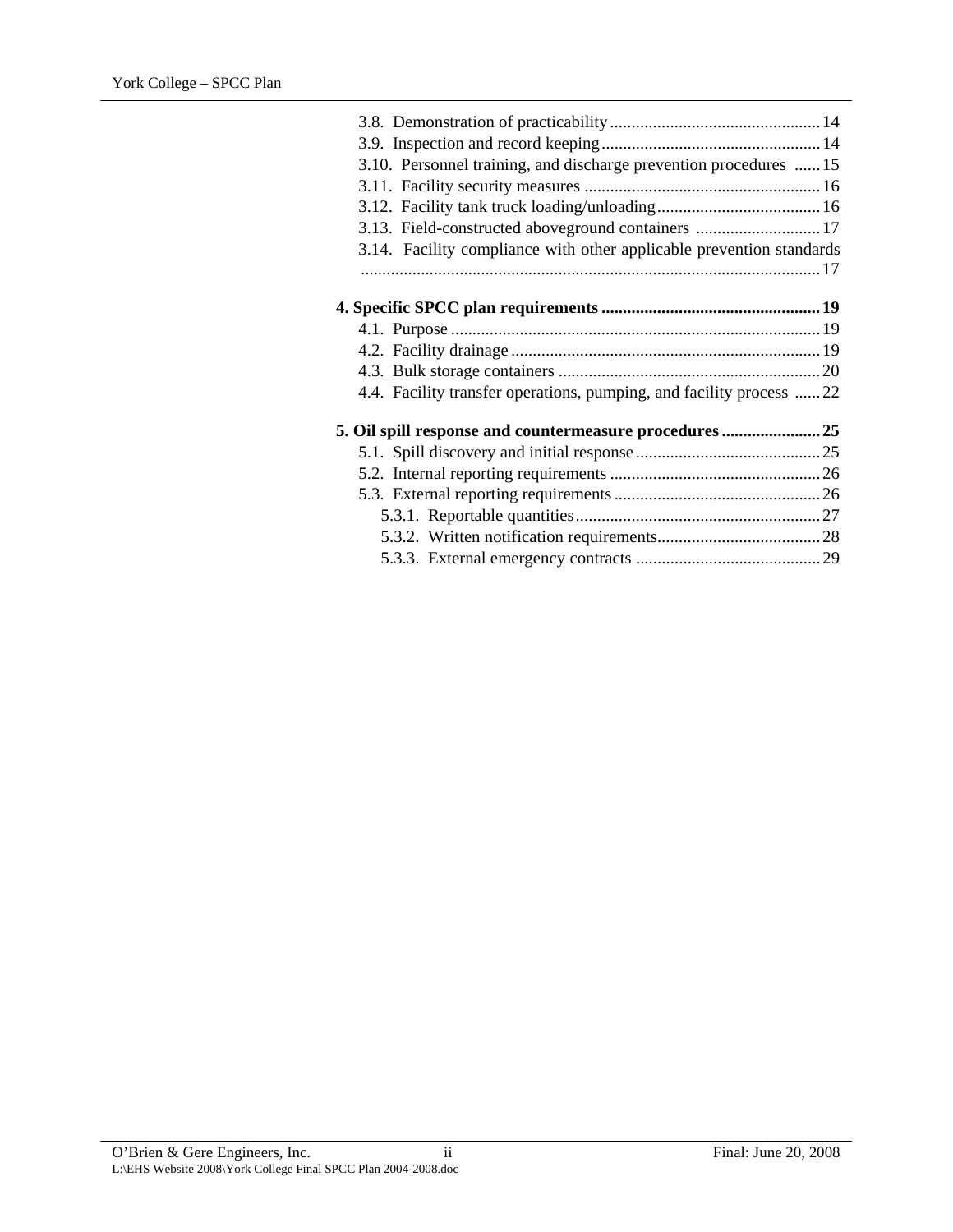3.8. Demonstration of practicability ........ 14
3.9. Inspection and record keeping ........ 14
3.10. Personnel training, and discharge prevention procedures ........ 15
3.11. Facility security measures ........ 16
3.12. Facility tank truck loading/unloading ........ 16
3.13. Field-constructed aboveground containers ........ 17
3.14. Facility compliance with other applicable prevention standards ........ 17

**4. Specific SPCC plan requirements ........ 19**
4.1. Purpose ........ 19
4.2. Facility drainage ........ 19
4.3. Bulk storage containers ........ 20
4.4. Facility transfer operations, pumping, and facility process ........ 22

**5. Oil spill response and countermeasure procedures ........ 25**
5.1. Spill discovery and initial response ........ 25
5.2. Internal reporting requirements ........ 26
5.3. External reporting requirements ........ 26
5.3.1. Reportable quantities ........ 27
5.3.2. Written notification requirements ........ 28
5.3.3. External emergency contracts ........ 29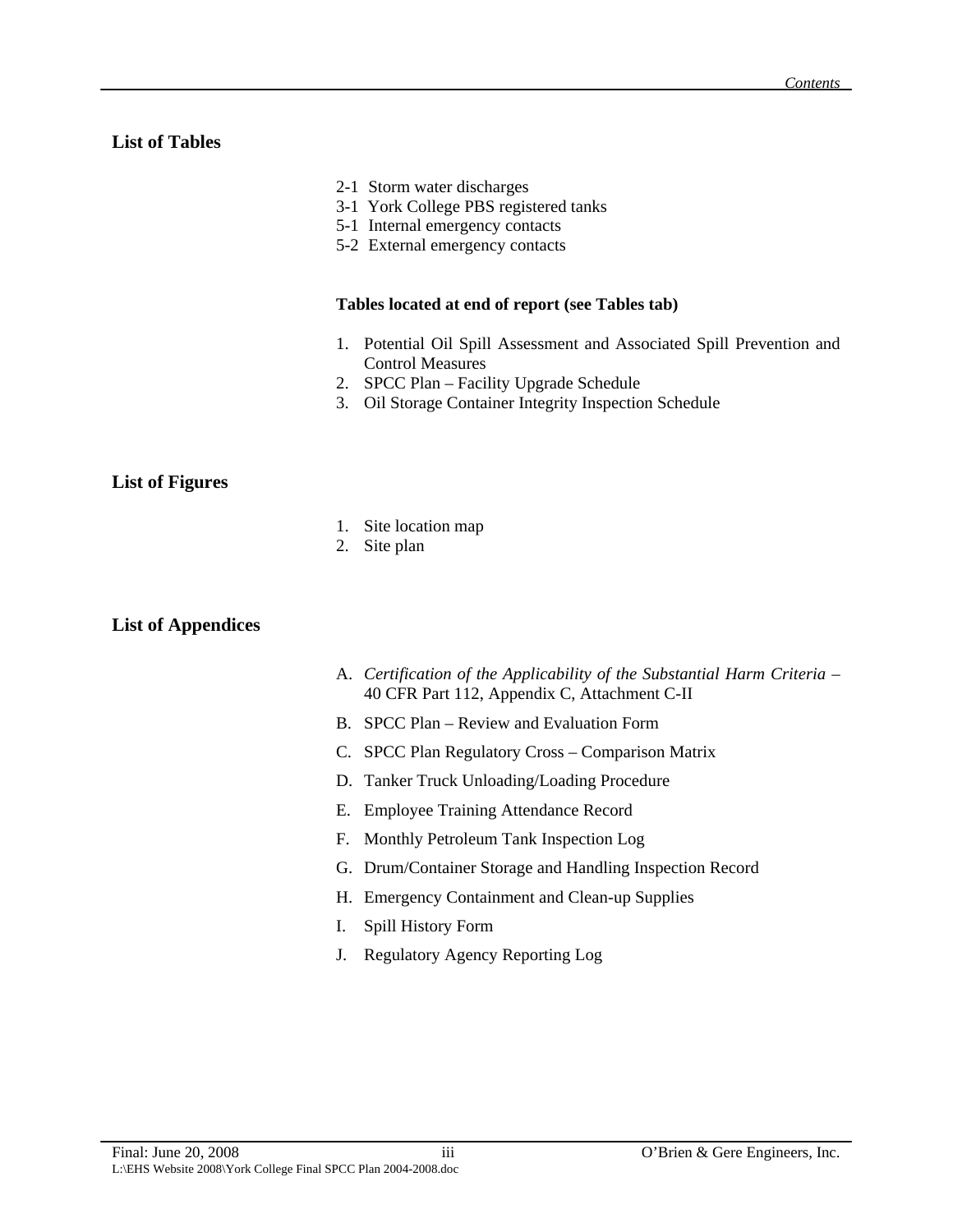## List of Tables

- 2-1 Storm water discharges
- 3-1 York College PBS registered tanks
- 5-1 Internal emergency contacts
- 5-2 External emergency contacts

**Tables located at end of report (see Tables tab)**

1. Potential Oil Spill Assessment and Associated Spill Prevention and Control Measures
2. SPCC Plan – Facility Upgrade Schedule
3. Oil Storage Container Integrity Inspection Schedule

## List of Figures

1. Site location map
2. Site plan

## List of Appendices

A. *Certification of the Applicability of the Substantial Harm Criteria* – 40 CFR Part 112, Appendix C, Attachment C-II

B. SPCC Plan – Review and Evaluation Form

C. SPCC Plan Regulatory Cross – Comparison Matrix

D. Tanker Truck Unloading/Loading Procedure

E. Employee Training Attendance Record

F. Monthly Petroleum Tank Inspection Log

G. Drum/Container Storage and Handling Inspection Record

H. Emergency Containment and Clean-up Supplies

I. Spill History Form

J. Regulatory Agency Reporting Log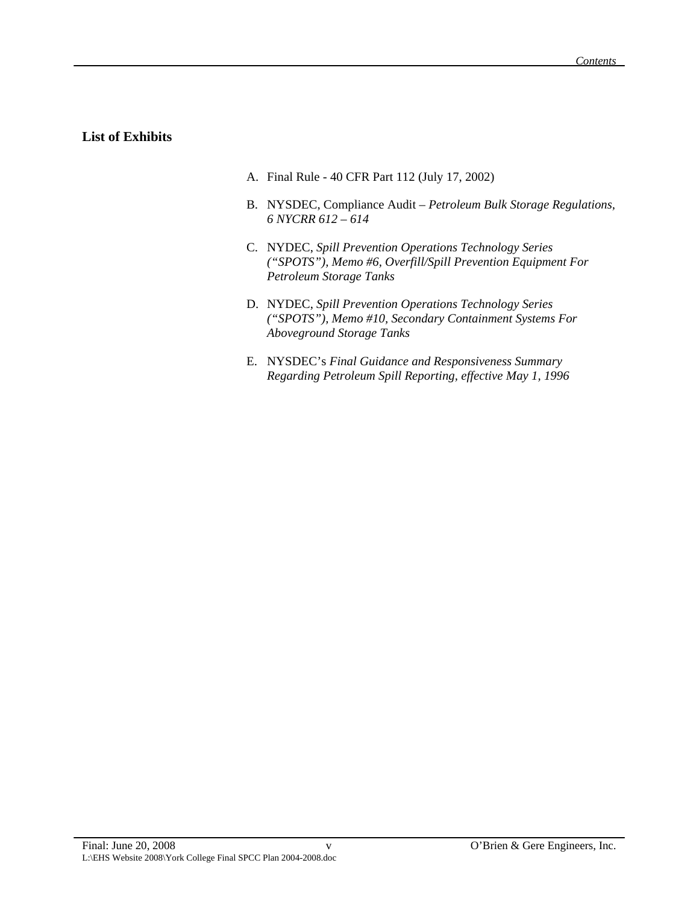## List of Exhibits

A. Final Rule - 40 CFR Part 112 (July 17, 2002)

B. NYSDEC, Compliance Audit – *Petroleum Bulk Storage Regulations, 6 NYCRR 612 – 614*

C. NYDEC, *Spill Prevention Operations Technology Series ("SPOTS"), Memo #6, Overfill/Spill Prevention Equipment For Petroleum Storage Tanks*

D. NYDEC, *Spill Prevention Operations Technology Series ("SPOTS"), Memo #10, Secondary Containment Systems For Aboveground Storage Tanks*

E. NYSDEC's *Final Guidance and Responsiveness Summary Regarding Petroleum Spill Reporting, effective May 1, 1996*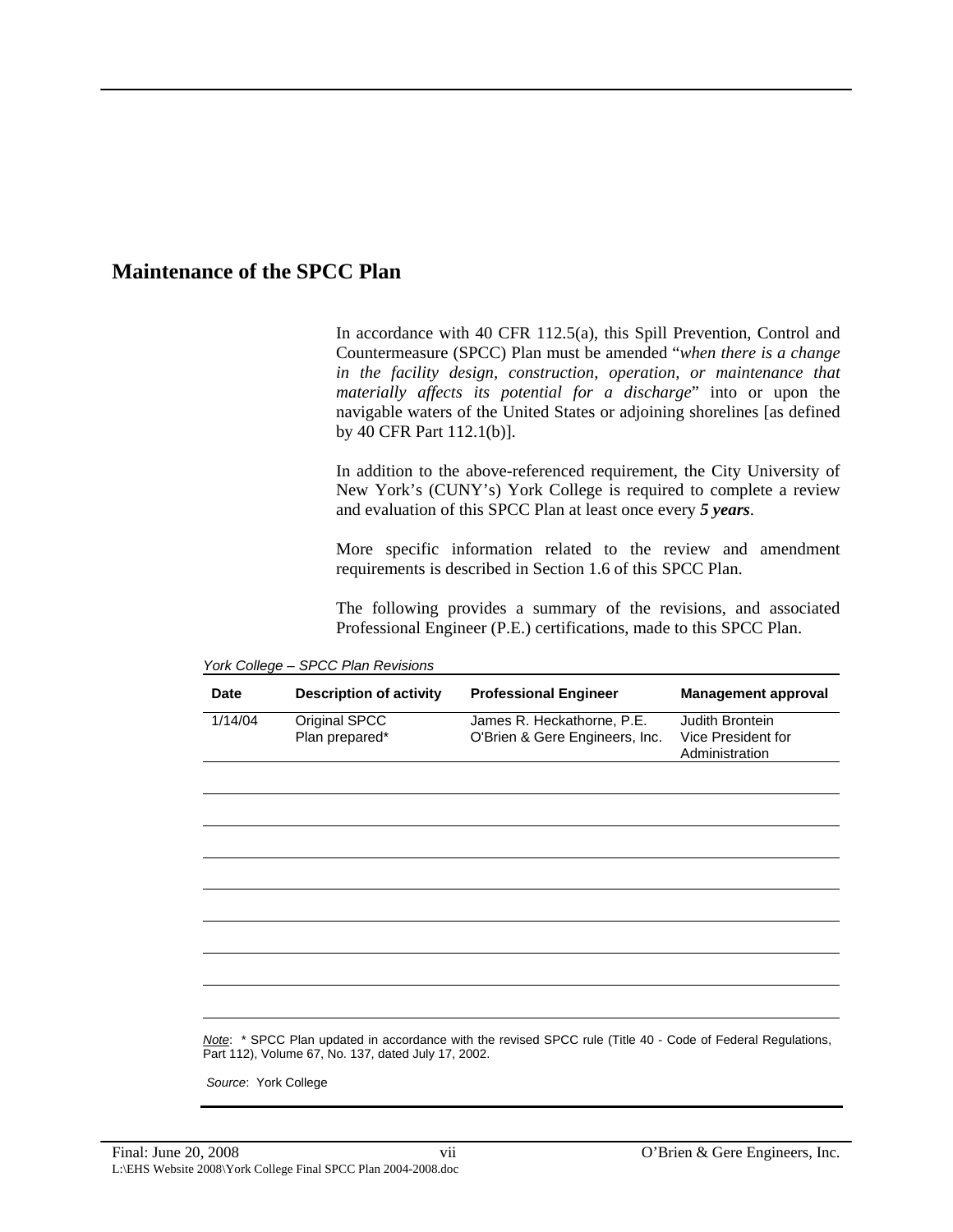# Maintenance of the SPCC Plan

In accordance with 40 CFR 112.5(a), this Spill Prevention, Control and Countermeasure (SPCC) Plan must be amended "*when there is a change in the facility design, construction, operation, or maintenance that materially affects its potential for a discharge*" into or upon the navigable waters of the United States or adjoining shorelines [as defined by 40 CFR Part 112.1(b)].

In addition to the above-referenced requirement, the City University of New York's (CUNY's) York College is required to complete a review and evaluation of this SPCC Plan at least once every ***5 years***.

More specific information related to the review and amendment requirements is described in Section 1.6 of this SPCC Plan.

The following provides a summary of the revisions, and associated Professional Engineer (P.E.) certifications, made to this SPCC Plan.

*York College – SPCC Plan Revisions*

| Date | Description of activity | Professional Engineer | Management approval |
|---|---|---|---|
| 1/14/04 | Original SPCC Plan prepared* | James R. Heckathorne, P.E. O'Brien & Gere Engineers, Inc. | Judith Brontein Vice President for Administration |
| | | | |
| | | | |
| | | | |
| | | | |
| | | | |
| | | | |
| | | | |
| | | | |

*Note*: * SPCC Plan updated in accordance with the revised SPCC rule (Title 40 - Code of Federal Regulations, Part 112), Volume 67, No. 137, dated July 17, 2002.

*Source*: York College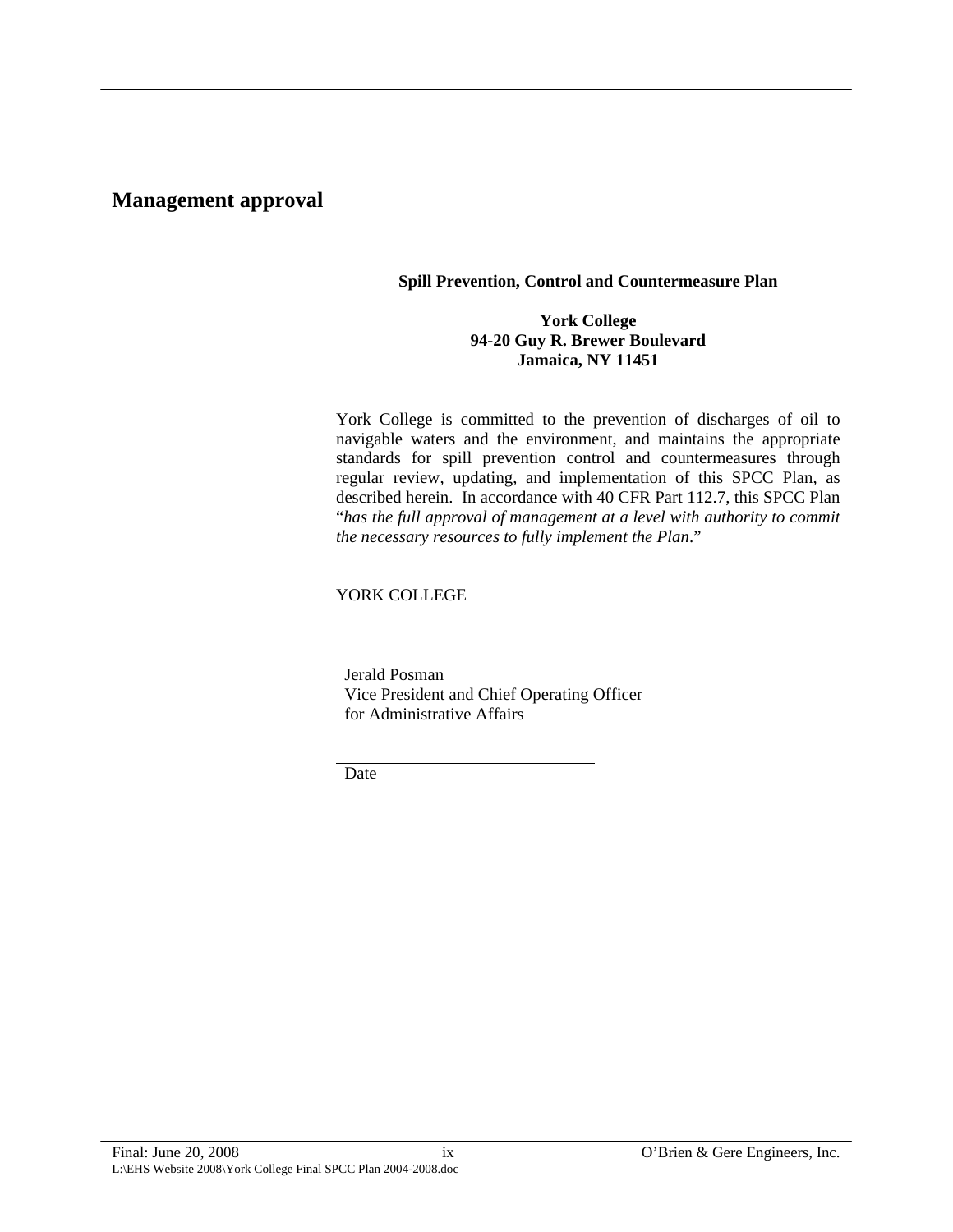# Management approval

**Spill Prevention, Control and Countermeasure Plan**

**York College**
**94-20 Guy R. Brewer Boulevard**
**Jamaica, NY 11451**

York College is committed to the prevention of discharges of oil to navigable waters and the environment, and maintains the appropriate standards for spill prevention control and countermeasures through regular review, updating, and implementation of this SPCC Plan, as described herein. In accordance with 40 CFR Part 112.7, this SPCC Plan "*has the full approval of management at a level with authority to commit the necessary resources to fully implement the Plan*."

YORK COLLEGE

\_\_\_\_\_\_\_\_\_\_\_\_\_\_\_\_\_\_\_\_\_\_\_\_\_\_\_\_\_\_\_\_\_\_\_\_\_\_\_\_\_\_\_\_\_\_\_\_

Jerald Posman
Vice President and Chief Operating Officer
for Administrative Affairs

\_\_\_\_\_\_\_\_\_\_\_\_\_\_\_\_\_\_\_\_\_\_\_\_\_\_

Date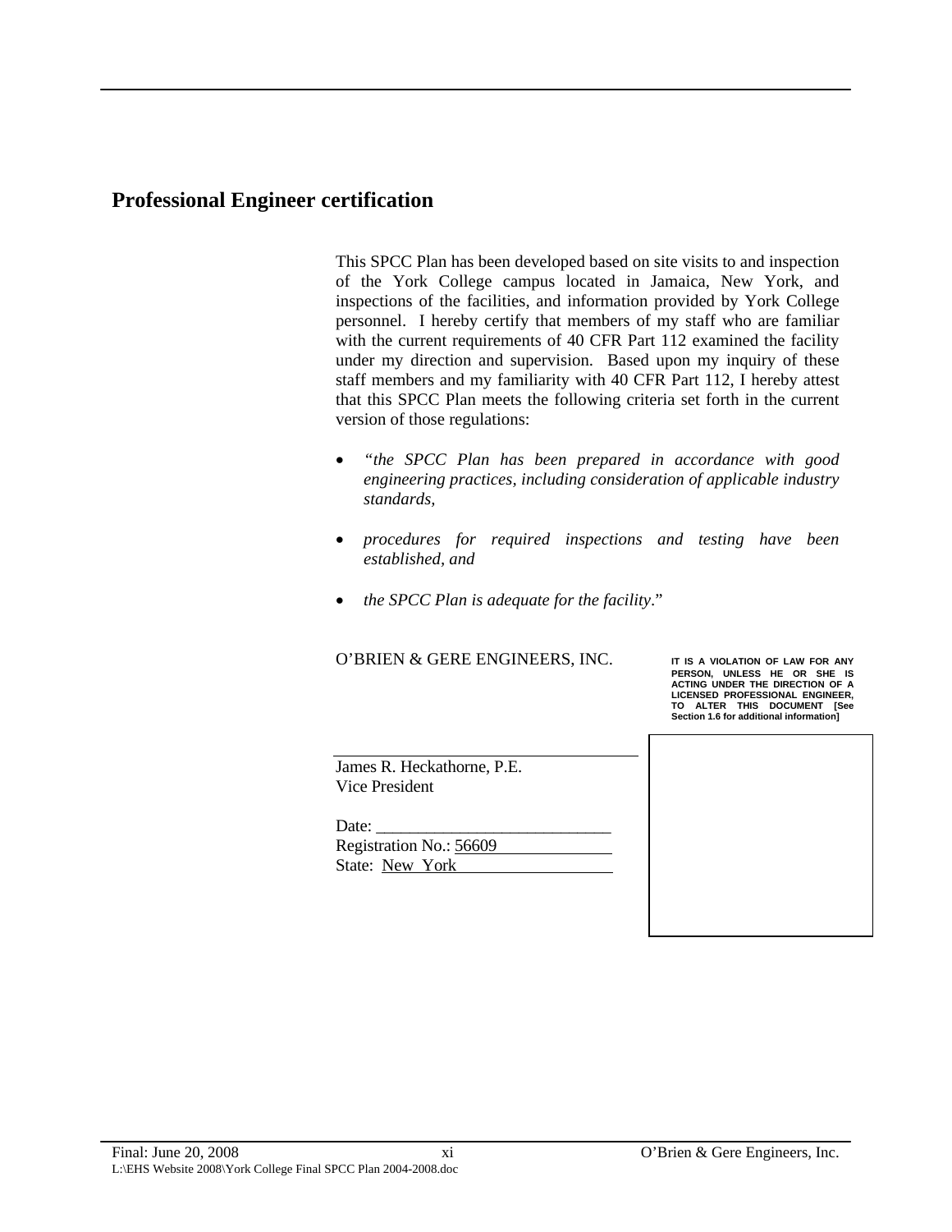## Professional Engineer certification

This SPCC Plan has been developed based on site visits to and inspection of the York College campus located in Jamaica, New York, and inspections of the facilities, and information provided by York College personnel. I hereby certify that members of my staff who are familiar with the current requirements of 40 CFR Part 112 examined the facility under my direction and supervision. Based upon my inquiry of these staff members and my familiarity with 40 CFR Part 112, I hereby attest that this SPCC Plan meets the following criteria set forth in the current version of those regulations:

- *"the SPCC Plan has been prepared in accordance with good engineering practices, including consideration of applicable industry standards,*
- *procedures for required inspections and testing have been established, and*
- *the SPCC Plan is adequate for the facility*."

O'BRIEN & GERE ENGINEERS, INC.

**IT IS A VIOLATION OF LAW FOR ANY PERSON, UNLESS HE OR SHE IS ACTING UNDER THE DIRECTION OF A LICENSED PROFESSIONAL ENGINEER, TO ALTER THIS DOCUMENT [See Section 1.6 for additional information]**

James R. Heckathorne, P.E.
Vice President

Date: ____________________________
Registration No.: 56609
State: New York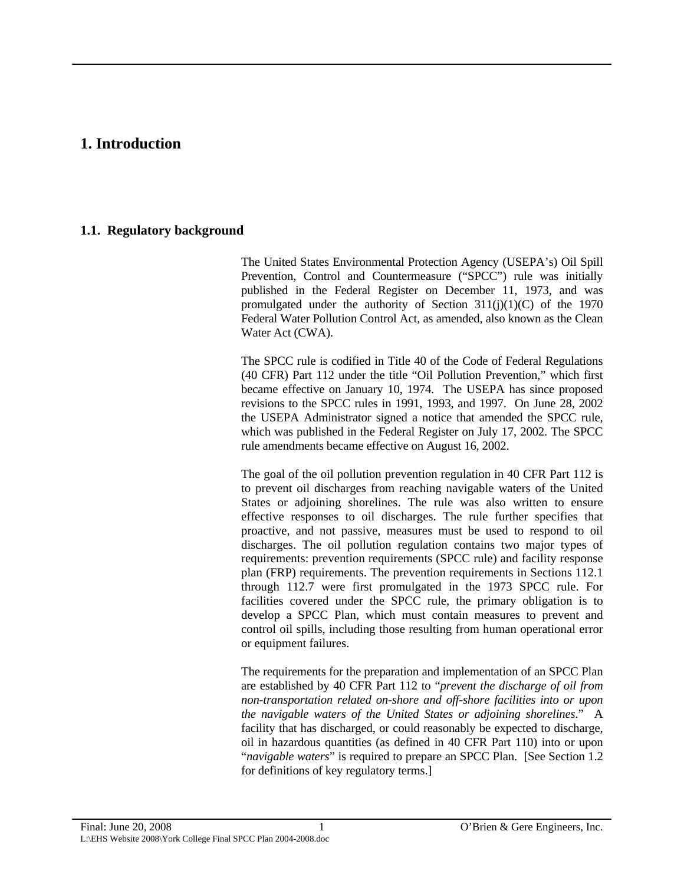# 1. Introduction

## 1.1. Regulatory background

The United States Environmental Protection Agency (USEPA's) Oil Spill Prevention, Control and Countermeasure ("SPCC") rule was initially published in the Federal Register on December 11, 1973, and was promulgated under the authority of Section 311(j)(1)(C) of the 1970 Federal Water Pollution Control Act, as amended, also known as the Clean Water Act (CWA).

The SPCC rule is codified in Title 40 of the Code of Federal Regulations (40 CFR) Part 112 under the title "Oil Pollution Prevention," which first became effective on January 10, 1974. The USEPA has since proposed revisions to the SPCC rules in 1991, 1993, and 1997. On June 28, 2002 the USEPA Administrator signed a notice that amended the SPCC rule, which was published in the Federal Register on July 17, 2002. The SPCC rule amendments became effective on August 16, 2002.

The goal of the oil pollution prevention regulation in 40 CFR Part 112 is to prevent oil discharges from reaching navigable waters of the United States or adjoining shorelines. The rule was also written to ensure effective responses to oil discharges. The rule further specifies that proactive, and not passive, measures must be used to respond to oil discharges. The oil pollution regulation contains two major types of requirements: prevention requirements (SPCC rule) and facility response plan (FRP) requirements. The prevention requirements in Sections 112.1 through 112.7 were first promulgated in the 1973 SPCC rule. For facilities covered under the SPCC rule, the primary obligation is to develop a SPCC Plan, which must contain measures to prevent and control oil spills, including those resulting from human operational error or equipment failures.

The requirements for the preparation and implementation of an SPCC Plan are established by 40 CFR Part 112 to "*prevent the discharge of oil from non-transportation related on-shore and off-shore facilities into or upon the navigable waters of the United States or adjoining shorelines*." A facility that has discharged, or could reasonably be expected to discharge, oil in hazardous quantities (as defined in 40 CFR Part 110) into or upon "*navigable waters*" is required to prepare an SPCC Plan. [See Section 1.2 for definitions of key regulatory terms.]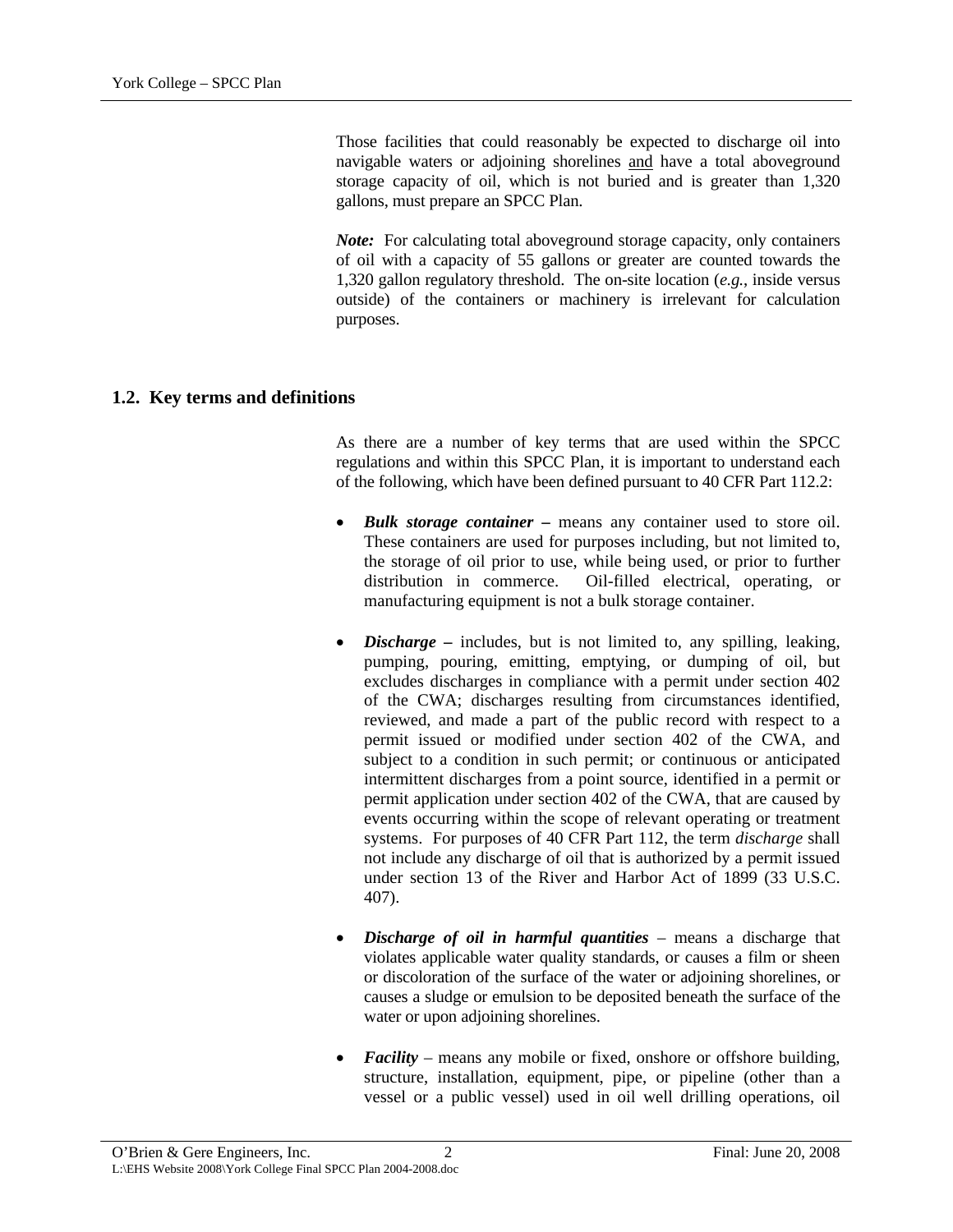Those facilities that could reasonably be expected to discharge oil into navigable waters or adjoining shorelines <u>and</u> have a total aboveground storage capacity of oil, which is not buried and is greater than 1,320 gallons, must prepare an SPCC Plan.

***Note:*** For calculating total aboveground storage capacity, only containers of oil with a capacity of 55 gallons or greater are counted towards the 1,320 gallon regulatory threshold. The on-site location (*e.g.*, inside versus outside) of the containers or machinery is irrelevant for calculation purposes.

## 1.2. Key terms and definitions

As there are a number of key terms that are used within the SPCC regulations and within this SPCC Plan, it is important to understand each of the following, which have been defined pursuant to 40 CFR Part 112.2:

- ***Bulk storage container –*** means any container used to store oil. These containers are used for purposes including, but not limited to, the storage of oil prior to use, while being used, or prior to further distribution in commerce. Oil-filled electrical, operating, or manufacturing equipment is not a bulk storage container.

- ***Discharge –*** includes, but is not limited to, any spilling, leaking, pumping, pouring, emitting, emptying, or dumping of oil, but excludes discharges in compliance with a permit under section 402 of the CWA; discharges resulting from circumstances identified, reviewed, and made a part of the public record with respect to a permit issued or modified under section 402 of the CWA, and subject to a condition in such permit; or continuous or anticipated intermittent discharges from a point source, identified in a permit or permit application under section 402 of the CWA, that are caused by events occurring within the scope of relevant operating or treatment systems. For purposes of 40 CFR Part 112, the term *discharge* shall not include any discharge of oil that is authorized by a permit issued under section 13 of the River and Harbor Act of 1899 (33 U.S.C. 407).

- ***Discharge of oil in harmful quantities*** – means a discharge that violates applicable water quality standards, or causes a film or sheen or discoloration of the surface of the water or adjoining shorelines, or causes a sludge or emulsion to be deposited beneath the surface of the water or upon adjoining shorelines.

- ***Facility*** – means any mobile or fixed, onshore or offshore building, structure, installation, equipment, pipe, or pipeline (other than a vessel or a public vessel) used in oil well drilling operations, oil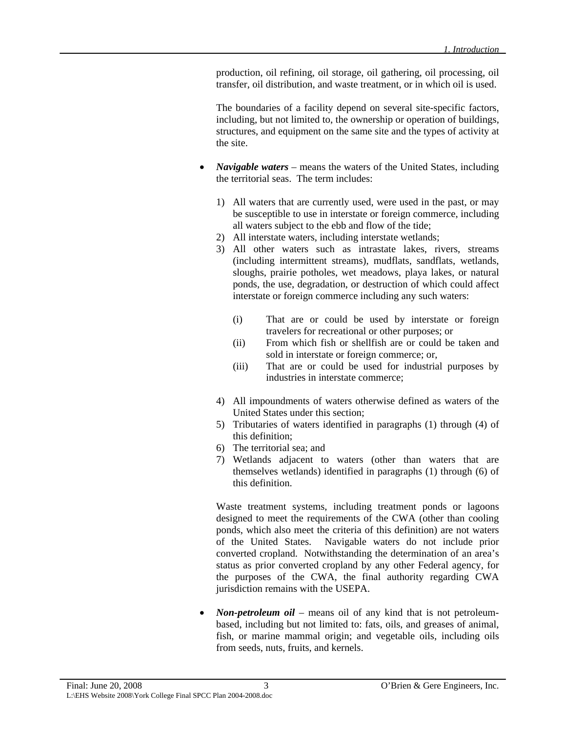production, oil refining, oil storage, oil gathering, oil processing, oil transfer, oil distribution, and waste treatment, or in which oil is used.

The boundaries of a facility depend on several site-specific factors, including, but not limited to, the ownership or operation of buildings, structures, and equipment on the same site and the types of activity at the site.

- ***Navigable waters*** – means the waters of the United States, including the territorial seas. The term includes:

  1) All waters that are currently used, were used in the past, or may be susceptible to use in interstate or foreign commerce, including all waters subject to the ebb and flow of the tide;
  2) All interstate waters, including interstate wetlands;
  3) All other waters such as intrastate lakes, rivers, streams (including intermittent streams), mudflats, sandflats, wetlands, sloughs, prairie potholes, wet meadows, playa lakes, or natural ponds, the use, degradation, or destruction of which could affect interstate or foreign commerce including any such waters:

     (i) That are or could be used by interstate or foreign travelers for recreational or other purposes; or
     (ii) From which fish or shellfish are or could be taken and sold in interstate or foreign commerce; or,
     (iii) That are or could be used for industrial purposes by industries in interstate commerce;

  4) All impoundments of waters otherwise defined as waters of the United States under this section;
  5) Tributaries of waters identified in paragraphs (1) through (4) of this definition;
  6) The territorial sea; and
  7) Wetlands adjacent to waters (other than waters that are themselves wetlands) identified in paragraphs (1) through (6) of this definition.

  Waste treatment systems, including treatment ponds or lagoons designed to meet the requirements of the CWA (other than cooling ponds, which also meet the criteria of this definition) are not waters of the United States. Navigable waters do not include prior converted cropland. Notwithstanding the determination of an area's status as prior converted cropland by any other Federal agency, for the purposes of the CWA, the final authority regarding CWA jurisdiction remains with the USEPA.

- ***Non-petroleum oil*** – means oil of any kind that is not petroleum-based, including but not limited to: fats, oils, and greases of animal, fish, or marine mammal origin; and vegetable oils, including oils from seeds, nuts, fruits, and kernels.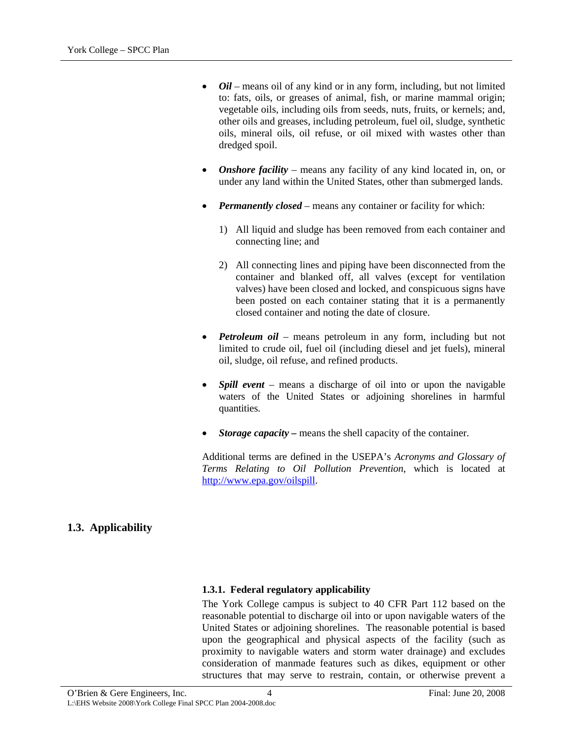- ***Oil*** – means oil of any kind or in any form, including, but not limited to: fats, oils, or greases of animal, fish, or marine mammal origin; vegetable oils, including oils from seeds, nuts, fruits, or kernels; and, other oils and greases, including petroleum, fuel oil, sludge, synthetic oils, mineral oils, oil refuse, or oil mixed with wastes other than dredged spoil.

- ***Onshore facility*** – means any facility of any kind located in, on, or under any land within the United States, other than submerged lands.

- ***Permanently closed*** – means any container or facility for which:

  1) All liquid and sludge has been removed from each container and connecting line; and

  2) All connecting lines and piping have been disconnected from the container and blanked off, all valves (except for ventilation valves) have been closed and locked, and conspicuous signs have been posted on each container stating that it is a permanently closed container and noting the date of closure.

- ***Petroleum oil*** – means petroleum in any form, including but not limited to crude oil, fuel oil (including diesel and jet fuels), mineral oil, sludge, oil refuse, and refined products.

- ***Spill event*** – means a discharge of oil into or upon the navigable waters of the United States or adjoining shorelines in harmful quantities.

- ***Storage capacity*** **–** means the shell capacity of the container.

Additional terms are defined in the USEPA's *Acronyms and Glossary of Terms Relating to Oil Pollution Prevention*, which is located at http://www.epa.gov/oilspill.

## 1.3. Applicability

### 1.3.1. Federal regulatory applicability

The York College campus is subject to 40 CFR Part 112 based on the reasonable potential to discharge oil into or upon navigable waters of the United States or adjoining shorelines. The reasonable potential is based upon the geographical and physical aspects of the facility (such as proximity to navigable waters and storm water drainage) and excludes consideration of manmade features such as dikes, equipment or other structures that may serve to restrain, contain, or otherwise prevent a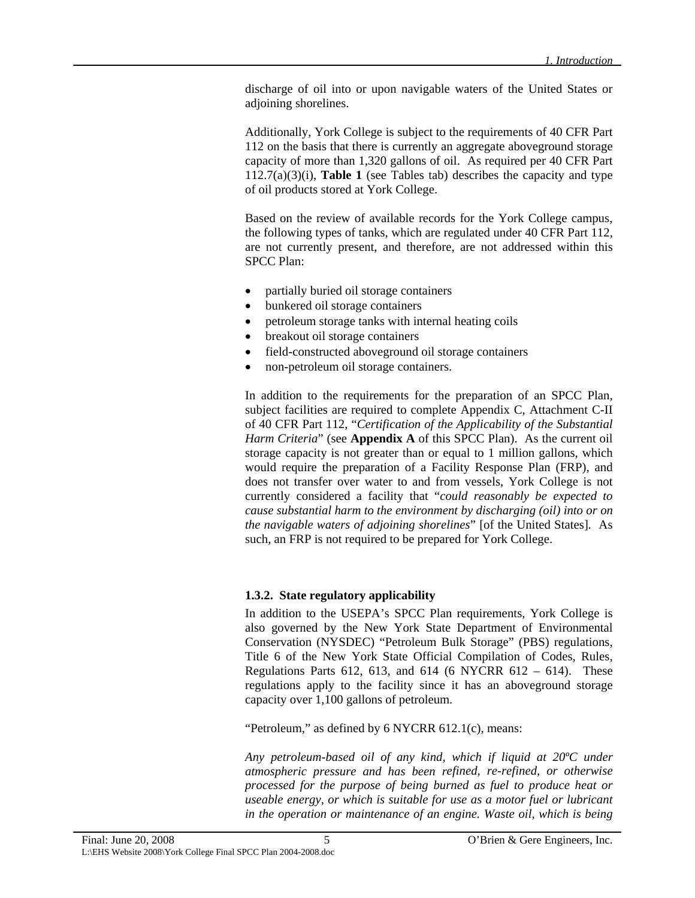discharge of oil into or upon navigable waters of the United States or adjoining shorelines.

Additionally, York College is subject to the requirements of 40 CFR Part 112 on the basis that there is currently an aggregate aboveground storage capacity of more than 1,320 gallons of oil. As required per 40 CFR Part 112.7(a)(3)(i), **Table 1** (see Tables tab) describes the capacity and type of oil products stored at York College.

Based on the review of available records for the York College campus, the following types of tanks, which are regulated under 40 CFR Part 112, are not currently present, and therefore, are not addressed within this SPCC Plan:

- partially buried oil storage containers
- bunkered oil storage containers
- petroleum storage tanks with internal heating coils
- breakout oil storage containers
- field-constructed aboveground oil storage containers
- non-petroleum oil storage containers.

In addition to the requirements for the preparation of an SPCC Plan, subject facilities are required to complete Appendix C, Attachment C-II of 40 CFR Part 112, "*Certification of the Applicability of the Substantial Harm Criteria*" (see **Appendix A** of this SPCC Plan). As the current oil storage capacity is not greater than or equal to 1 million gallons, which would require the preparation of a Facility Response Plan (FRP), and does not transfer over water to and from vessels, York College is not currently considered a facility that "*could reasonably be expected to cause substantial harm to the environment by discharging (oil) into or on the navigable waters of adjoining shorelines*" [of the United States]. As such, an FRP is not required to be prepared for York College.

### 1.3.2. State regulatory applicability

In addition to the USEPA's SPCC Plan requirements, York College is also governed by the New York State Department of Environmental Conservation (NYSDEC) "Petroleum Bulk Storage" (PBS) regulations, Title 6 of the New York State Official Compilation of Codes, Rules, Regulations Parts 612, 613, and 614 (6 NYCRR 612 – 614). These regulations apply to the facility since it has an aboveground storage capacity over 1,100 gallons of petroleum.

"Petroleum," as defined by 6 NYCRR 612.1(c), means:

*Any petroleum-based oil of any kind, which if liquid at 20ºC under atmospheric pressure and has been refined, re-refined, or otherwise processed for the purpose of being burned as fuel to produce heat or useable energy, or which is suitable for use as a motor fuel or lubricant in the operation or maintenance of an engine. Waste oil, which is being*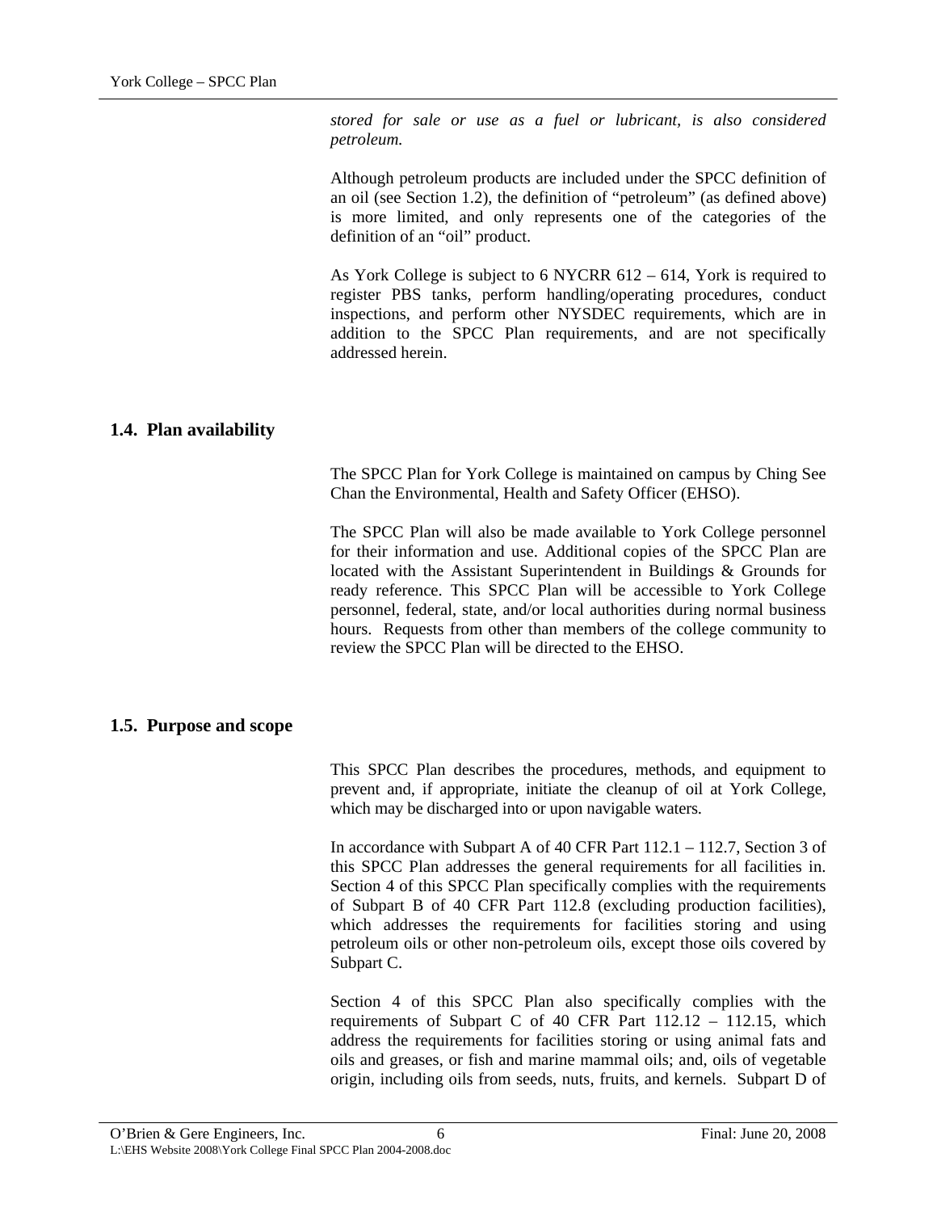*stored for sale or use as a fuel or lubricant, is also considered petroleum.*

Although petroleum products are included under the SPCC definition of an oil (see Section 1.2), the definition of "petroleum" (as defined above) is more limited, and only represents one of the categories of the definition of an "oil" product.

As York College is subject to 6 NYCRR 612 – 614, York is required to register PBS tanks, perform handling/operating procedures, conduct inspections, and perform other NYSDEC requirements, which are in addition to the SPCC Plan requirements, and are not specifically addressed herein.

## 1.4. Plan availability

The SPCC Plan for York College is maintained on campus by Ching See Chan the Environmental, Health and Safety Officer (EHSO).

The SPCC Plan will also be made available to York College personnel for their information and use. Additional copies of the SPCC Plan are located with the Assistant Superintendent in Buildings & Grounds for ready reference. This SPCC Plan will be accessible to York College personnel, federal, state, and/or local authorities during normal business hours. Requests from other than members of the college community to review the SPCC Plan will be directed to the EHSO.

## 1.5. Purpose and scope

This SPCC Plan describes the procedures, methods, and equipment to prevent and, if appropriate, initiate the cleanup of oil at York College, which may be discharged into or upon navigable waters.

In accordance with Subpart A of 40 CFR Part 112.1 – 112.7, Section 3 of this SPCC Plan addresses the general requirements for all facilities in. Section 4 of this SPCC Plan specifically complies with the requirements of Subpart B of 40 CFR Part 112.8 (excluding production facilities), which addresses the requirements for facilities storing and using petroleum oils or other non-petroleum oils, except those oils covered by Subpart C.

Section 4 of this SPCC Plan also specifically complies with the requirements of Subpart C of 40 CFR Part 112.12 – 112.15, which address the requirements for facilities storing or using animal fats and oils and greases, or fish and marine mammal oils; and, oils of vegetable origin, including oils from seeds, nuts, fruits, and kernels. Subpart D of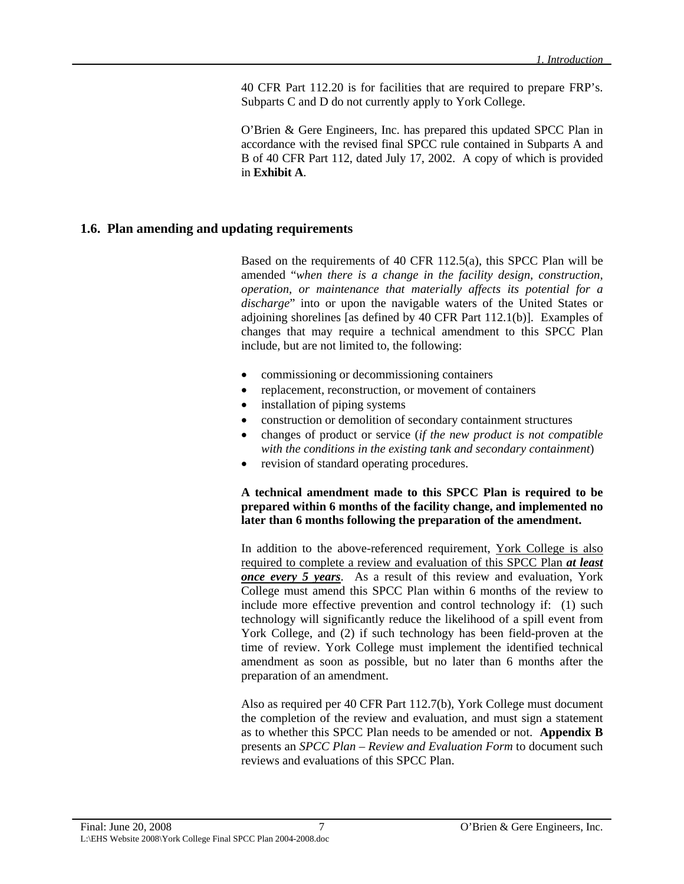40 CFR Part 112.20 is for facilities that are required to prepare FRP's. Subparts C and D do not currently apply to York College.

O'Brien & Gere Engineers, Inc. has prepared this updated SPCC Plan in accordance with the revised final SPCC rule contained in Subparts A and B of 40 CFR Part 112, dated July 17, 2002. A copy of which is provided in **Exhibit A**.

## 1.6. Plan amending and updating requirements

Based on the requirements of 40 CFR 112.5(a), this SPCC Plan will be amended "*when there is a change in the facility design, construction, operation, or maintenance that materially affects its potential for a discharge*" into or upon the navigable waters of the United States or adjoining shorelines [as defined by 40 CFR Part 112.1(b)]. Examples of changes that may require a technical amendment to this SPCC Plan include, but are not limited to, the following:

- commissioning or decommissioning containers
- replacement, reconstruction, or movement of containers
- installation of piping systems
- construction or demolition of secondary containment structures
- changes of product or service (*if the new product is not compatible with the conditions in the existing tank and secondary containment*)
- revision of standard operating procedures.

**A technical amendment made to this SPCC Plan is required to be prepared within 6 months of the facility change, and implemented no later than 6 months following the preparation of the amendment.**

In addition to the above-referenced requirement, York College is also required to complete a review and evaluation of this SPCC Plan ***at least once every 5 years***. As a result of this review and evaluation, York College must amend this SPCC Plan within 6 months of the review to include more effective prevention and control technology if: (1) such technology will significantly reduce the likelihood of a spill event from York College, and (2) if such technology has been field-proven at the time of review. York College must implement the identified technical amendment as soon as possible, but no later than 6 months after the preparation of an amendment.

Also as required per 40 CFR Part 112.7(b), York College must document the completion of the review and evaluation, and must sign a statement as to whether this SPCC Plan needs to be amended or not. **Appendix B** presents an *SPCC Plan – Review and Evaluation Form* to document such reviews and evaluations of this SPCC Plan.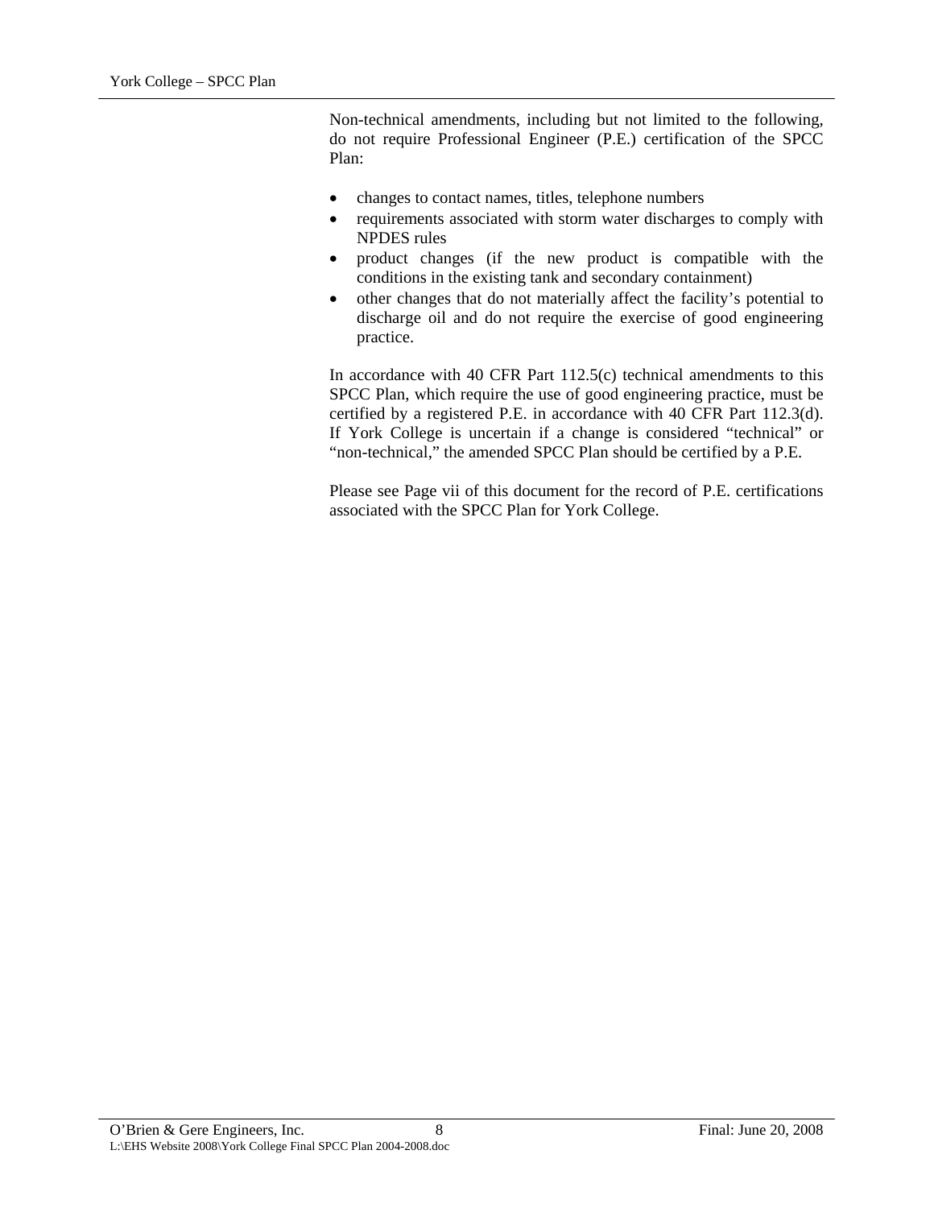Non-technical amendments, including but not limited to the following, do not require Professional Engineer (P.E.) certification of the SPCC Plan:

- changes to contact names, titles, telephone numbers
- requirements associated with storm water discharges to comply with NPDES rules
- product changes (if the new product is compatible with the conditions in the existing tank and secondary containment)
- other changes that do not materially affect the facility's potential to discharge oil and do not require the exercise of good engineering practice.

In accordance with 40 CFR Part 112.5(c) technical amendments to this SPCC Plan, which require the use of good engineering practice, must be certified by a registered P.E. in accordance with 40 CFR Part 112.3(d). If York College is uncertain if a change is considered "technical" or "non-technical," the amended SPCC Plan should be certified by a P.E.

Please see Page vii of this document for the record of P.E. certifications associated with the SPCC Plan for York College.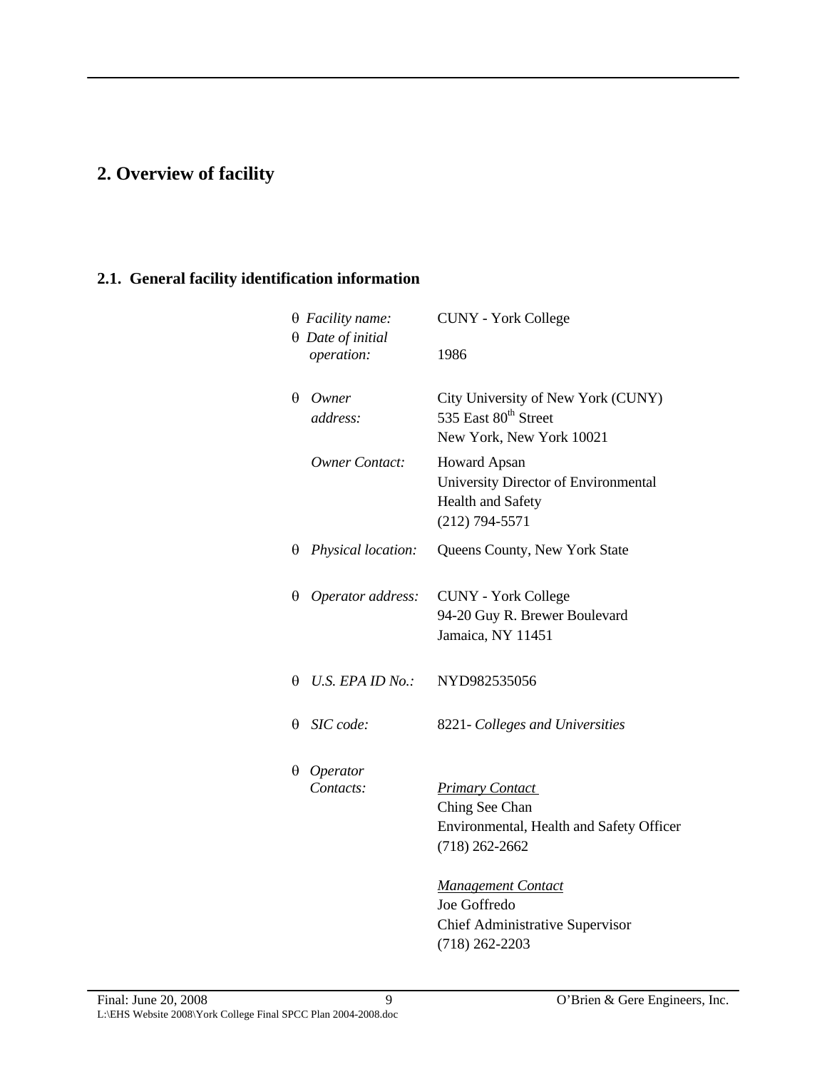# 2. Overview of facility

## 2.1. General facility identification information

- *Facility name:* CUNY - York College
- *Date of initial operation:* 1986
- *Owner address:* City University of New York (CUNY)
  535 East 80th Street
  New York, New York 10021

  *Owner Contact:* Howard Apsan
  University Director of Environmental Health and Safety
  (212) 794-5571
- *Physical location:* Queens County, New York State
- *Operator address:* CUNY - York College
  94-20 Guy R. Brewer Boulevard
  Jamaica, NY 11451
- *U.S. EPA ID No.:* NYD982535056
- *SIC code:* 8221- *Colleges and Universities*
- *Operator Contacts:*

  *Primary Contact*
  Ching See Chan
  Environmental, Health and Safety Officer
  (718) 262-2662

  *Management Contact*
  Joe Goffredo
  Chief Administrative Supervisor
  (718) 262-2203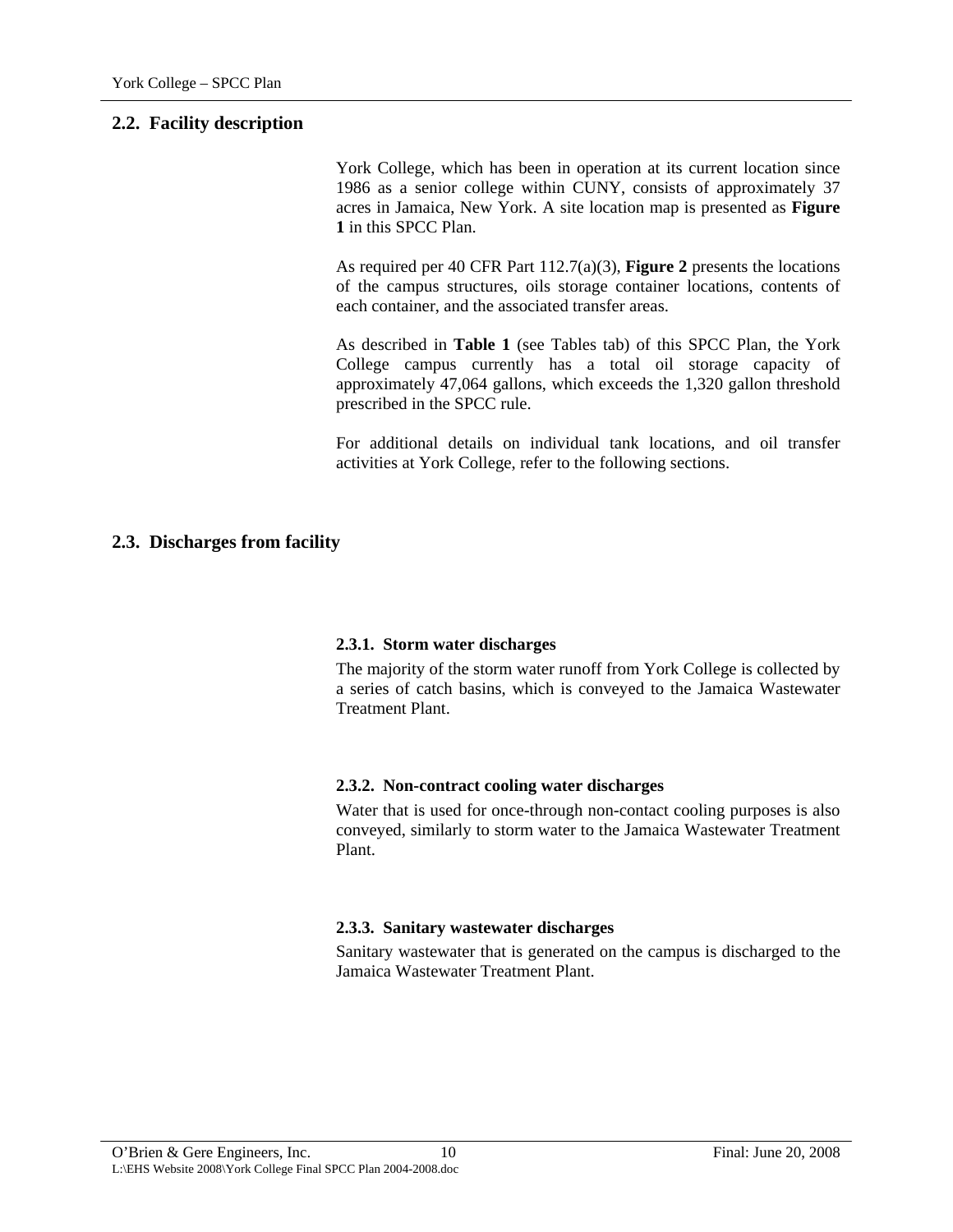## 2.2. Facility description

York College, which has been in operation at its current location since 1986 as a senior college within CUNY, consists of approximately 37 acres in Jamaica, New York. A site location map is presented as **Figure 1** in this SPCC Plan.

As required per 40 CFR Part 112.7(a)(3), **Figure 2** presents the locations of the campus structures, oils storage container locations, contents of each container, and the associated transfer areas.

As described in **Table 1** (see Tables tab) of this SPCC Plan, the York College campus currently has a total oil storage capacity of approximately 47,064 gallons, which exceeds the 1,320 gallon threshold prescribed in the SPCC rule.

For additional details on individual tank locations, and oil transfer activities at York College, refer to the following sections.

## 2.3. Discharges from facility

### 2.3.1. Storm water discharges

The majority of the storm water runoff from York College is collected by a series of catch basins, which is conveyed to the Jamaica Wastewater Treatment Plant.

### 2.3.2. Non-contract cooling water discharges

Water that is used for once-through non-contact cooling purposes is also conveyed, similarly to storm water to the Jamaica Wastewater Treatment Plant.

### 2.3.3. Sanitary wastewater discharges

Sanitary wastewater that is generated on the campus is discharged to the Jamaica Wastewater Treatment Plant.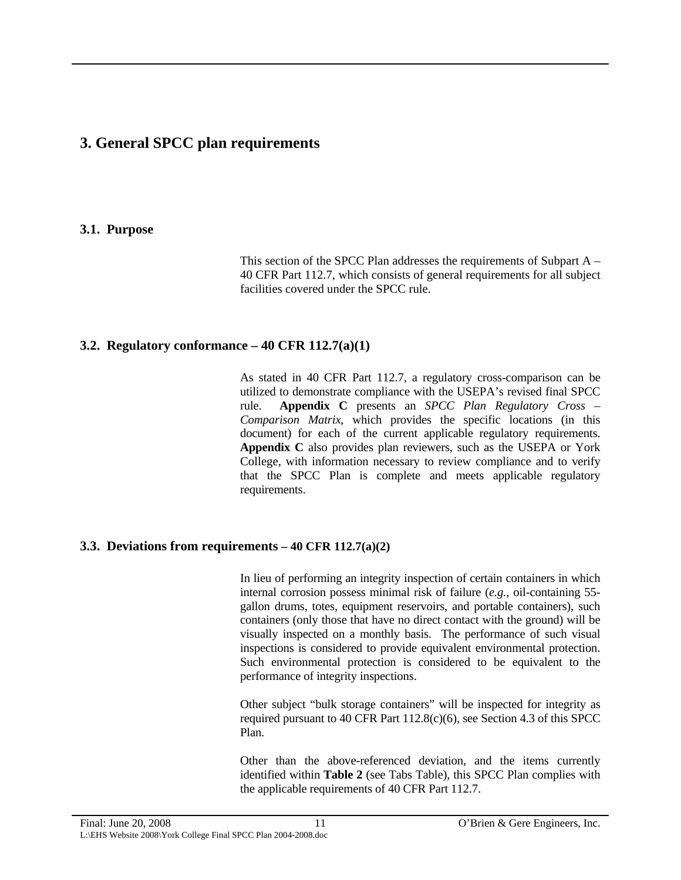# 3. General SPCC plan requirements

## 3.1. Purpose

This section of the SPCC Plan addresses the requirements of Subpart A – 40 CFR Part 112.7, which consists of general requirements for all subject facilities covered under the SPCC rule.

## 3.2. Regulatory conformance – 40 CFR 112.7(a)(1)

As stated in 40 CFR Part 112.7, a regulatory cross-comparison can be utilized to demonstrate compliance with the USEPA's revised final SPCC rule. **Appendix C** presents an *SPCC Plan Regulatory Cross – Comparison Matrix*, which provides the specific locations (in this document) for each of the current applicable regulatory requirements. **Appendix C** also provides plan reviewers, such as the USEPA or York College, with information necessary to review compliance and to verify that the SPCC Plan is complete and meets applicable regulatory requirements.

## 3.3. Deviations from requirements – 40 CFR 112.7(a)(2)

In lieu of performing an integrity inspection of certain containers in which internal corrosion possess minimal risk of failure (*e.g.*, oil-containing 55-gallon drums, totes, equipment reservoirs, and portable containers), such containers (only those that have no direct contact with the ground) will be visually inspected on a monthly basis. The performance of such visual inspections is considered to provide equivalent environmental protection. Such environmental protection is considered to be equivalent to the performance of integrity inspections.

Other subject "bulk storage containers" will be inspected for integrity as required pursuant to 40 CFR Part 112.8(c)(6), see Section 4.3 of this SPCC Plan.

Other than the above-referenced deviation, and the items currently identified within **Table 2** (see Tabs Table), this SPCC Plan complies with the applicable requirements of 40 CFR Part 112.7.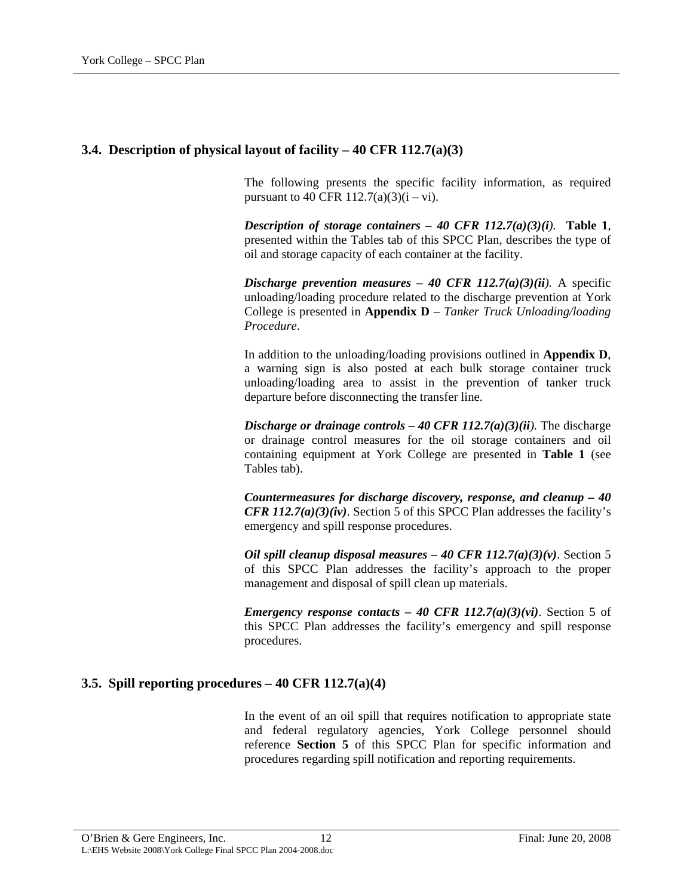## 3.4. Description of physical layout of facility – 40 CFR 112.7(a)(3)

The following presents the specific facility information, as required pursuant to 40 CFR 112.7(a)(3)(i – vi).

***Description of storage containers – 40 CFR 112.7(a)(3)(i).*** **Table 1**, presented within the Tables tab of this SPCC Plan, describes the type of oil and storage capacity of each container at the facility.

***Discharge prevention measures – 40 CFR 112.7(a)(3)(ii).*** A specific unloading/loading procedure related to the discharge prevention at York College is presented in **Appendix D** – *Tanker Truck Unloading/loading Procedure*.

In addition to the unloading/loading provisions outlined in **Appendix D**, a warning sign is also posted at each bulk storage container truck unloading/loading area to assist in the prevention of tanker truck departure before disconnecting the transfer line.

***Discharge or drainage controls – 40 CFR 112.7(a)(3)(ii).*** The discharge or drainage control measures for the oil storage containers and oil containing equipment at York College are presented in **Table 1** (see Tables tab).

***Countermeasures for discharge discovery, response, and cleanup – 40 CFR 112.7(a)(3)(iv)***. Section 5 of this SPCC Plan addresses the facility's emergency and spill response procedures.

***Oil spill cleanup disposal measures – 40 CFR 112.7(a)(3)(v)***. Section 5 of this SPCC Plan addresses the facility's approach to the proper management and disposal of spill clean up materials.

***Emergency response contacts – 40 CFR 112.7(a)(3)(vi)***. Section 5 of this SPCC Plan addresses the facility's emergency and spill response procedures.

## 3.5. Spill reporting procedures – 40 CFR 112.7(a)(4)

In the event of an oil spill that requires notification to appropriate state and federal regulatory agencies, York College personnel should reference **Section 5** of this SPCC Plan for specific information and procedures regarding spill notification and reporting requirements.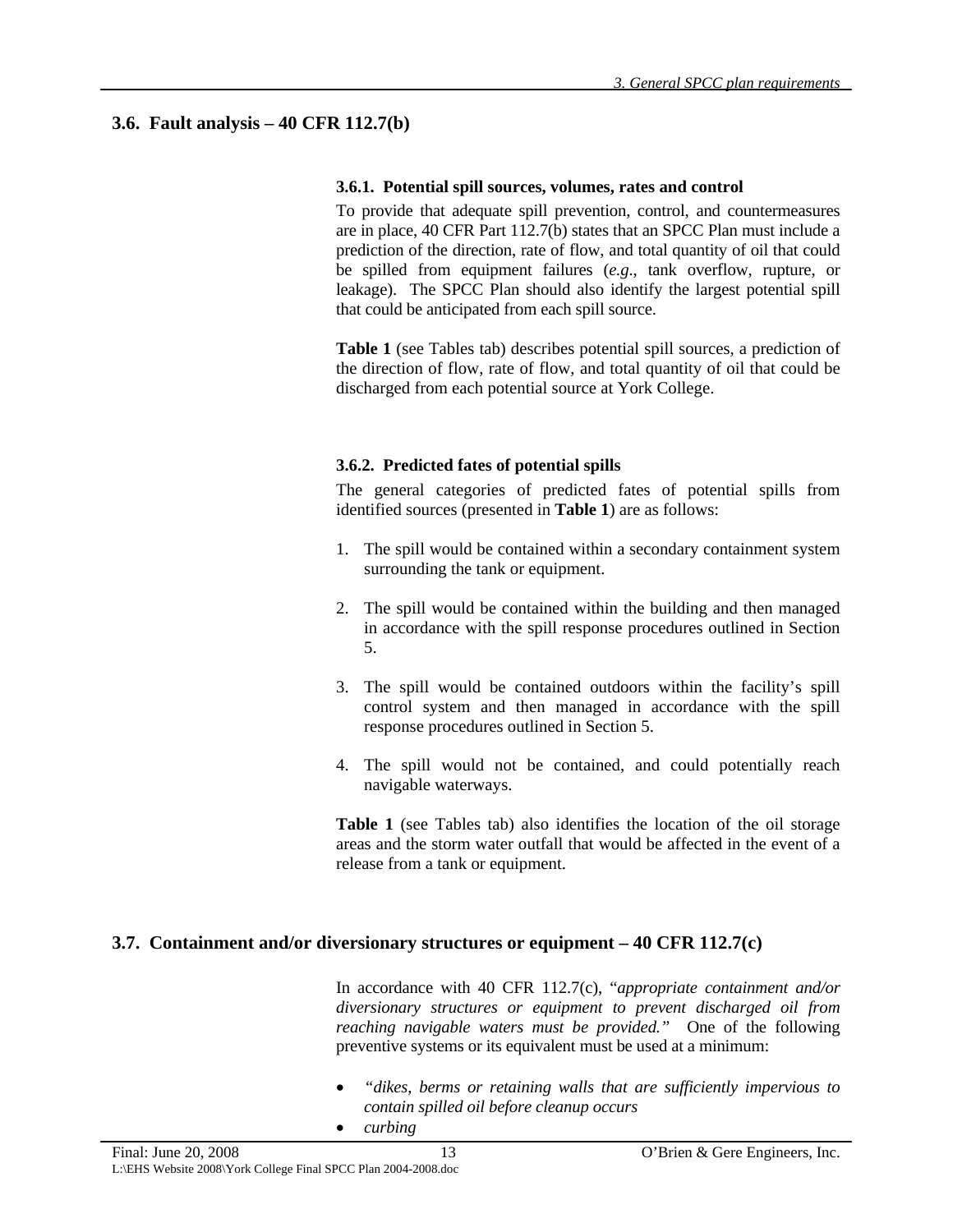## 3.6. Fault analysis – 40 CFR 112.7(b)

### 3.6.1. Potential spill sources, volumes, rates and control

To provide that adequate spill prevention, control, and countermeasures are in place, 40 CFR Part 112.7(b) states that an SPCC Plan must include a prediction of the direction, rate of flow, and total quantity of oil that could be spilled from equipment failures (*e.g.*, tank overflow, rupture, or leakage). The SPCC Plan should also identify the largest potential spill that could be anticipated from each spill source.

**Table 1** (see Tables tab) describes potential spill sources, a prediction of the direction of flow, rate of flow, and total quantity of oil that could be discharged from each potential source at York College.

### 3.6.2. Predicted fates of potential spills

The general categories of predicted fates of potential spills from identified sources (presented in **Table 1**) are as follows:

1. The spill would be contained within a secondary containment system surrounding the tank or equipment.
2. The spill would be contained within the building and then managed in accordance with the spill response procedures outlined in Section 5.
3. The spill would be contained outdoors within the facility's spill control system and then managed in accordance with the spill response procedures outlined in Section 5.
4. The spill would not be contained, and could potentially reach navigable waterways.

**Table 1** (see Tables tab) also identifies the location of the oil storage areas and the storm water outfall that would be affected in the event of a release from a tank or equipment.

## 3.7. Containment and/or diversionary structures or equipment – 40 CFR 112.7(c)

In accordance with 40 CFR 112.7(c), "*appropriate containment and/or diversionary structures or equipment to prevent discharged oil from reaching navigable waters must be provided.*" One of the following preventive systems or its equivalent must be used at a minimum:

- *"dikes, berms or retaining walls that are sufficiently impervious to contain spilled oil before cleanup occurs*
- *curbing*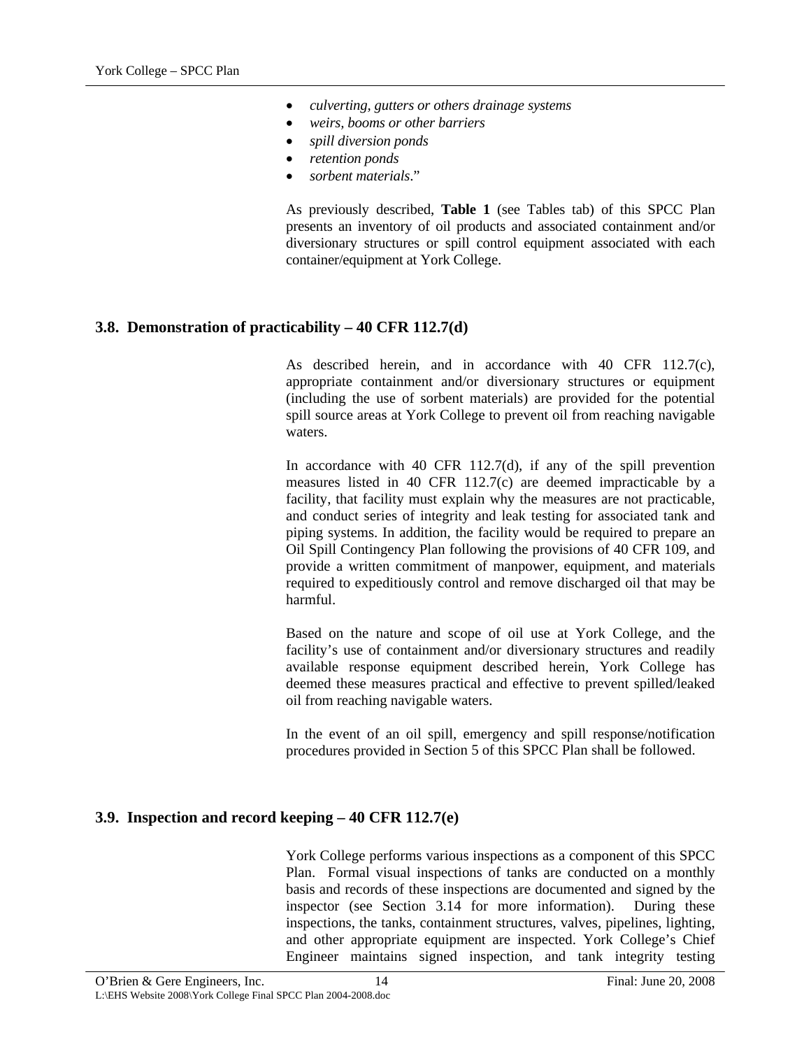- *culverting, gutters or others drainage systems*
- *weirs, booms or other barriers*
- *spill diversion ponds*
- *retention ponds*
- *sorbent materials*."

As previously described, **Table 1** (see Tables tab) of this SPCC Plan presents an inventory of oil products and associated containment and/or diversionary structures or spill control equipment associated with each container/equipment at York College.

## 3.8. Demonstration of practicability – 40 CFR 112.7(d)

As described herein, and in accordance with 40 CFR 112.7(c), appropriate containment and/or diversionary structures or equipment (including the use of sorbent materials) are provided for the potential spill source areas at York College to prevent oil from reaching navigable waters.

In accordance with 40 CFR 112.7(d), if any of the spill prevention measures listed in 40 CFR 112.7(c) are deemed impracticable by a facility, that facility must explain why the measures are not practicable, and conduct series of integrity and leak testing for associated tank and piping systems. In addition, the facility would be required to prepare an Oil Spill Contingency Plan following the provisions of 40 CFR 109, and provide a written commitment of manpower, equipment, and materials required to expeditiously control and remove discharged oil that may be harmful.

Based on the nature and scope of oil use at York College, and the facility's use of containment and/or diversionary structures and readily available response equipment described herein, York College has deemed these measures practical and effective to prevent spilled/leaked oil from reaching navigable waters.

In the event of an oil spill, emergency and spill response/notification procedures provided in Section 5 of this SPCC Plan shall be followed.

## 3.9. Inspection and record keeping – 40 CFR 112.7(e)

York College performs various inspections as a component of this SPCC Plan. Formal visual inspections of tanks are conducted on a monthly basis and records of these inspections are documented and signed by the inspector (see Section 3.14 for more information). During these inspections, the tanks, containment structures, valves, pipelines, lighting, and other appropriate equipment are inspected. York College's Chief Engineer maintains signed inspection, and tank integrity testing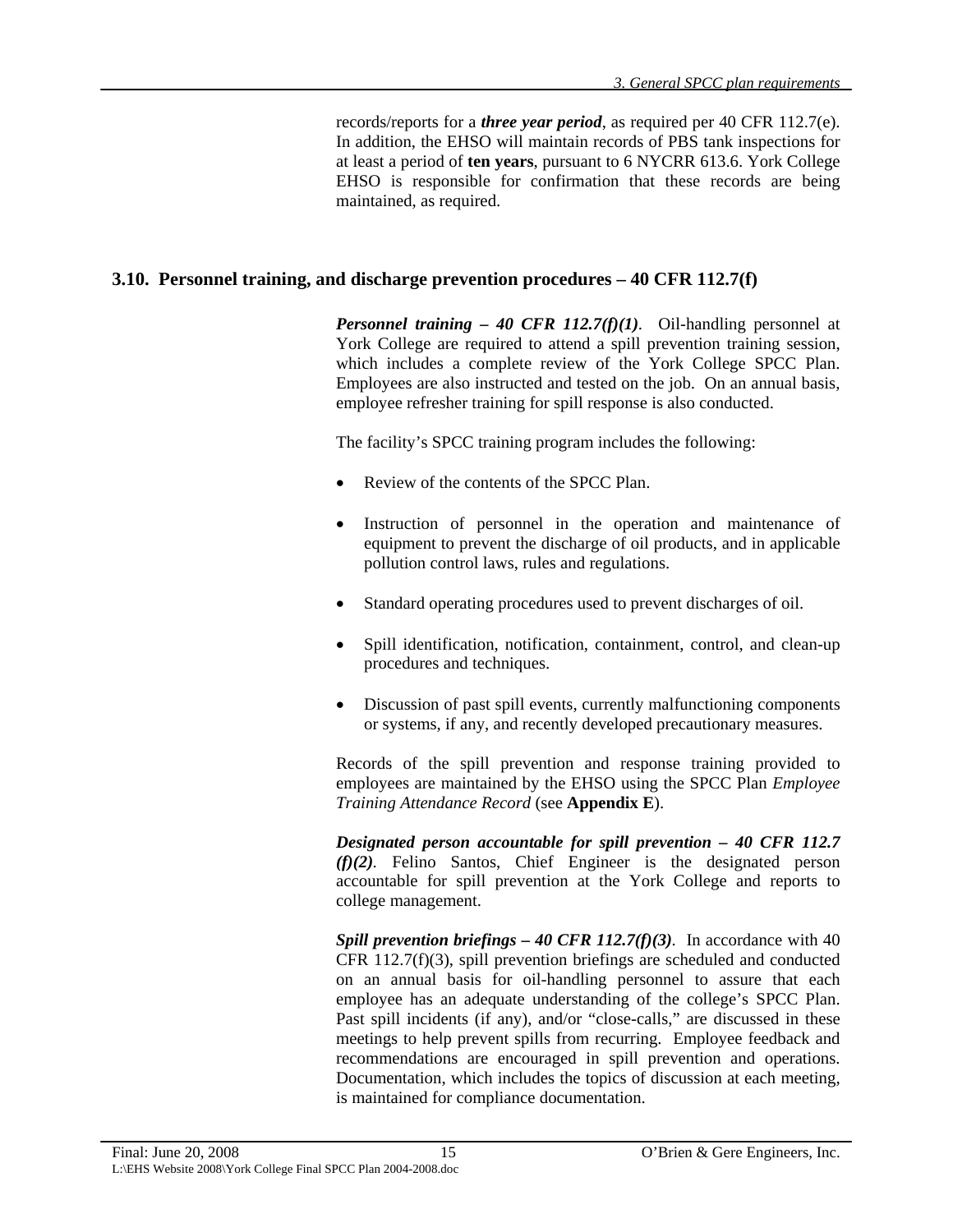records/reports for a ***three year period***, as required per 40 CFR 112.7(e). In addition, the EHSO will maintain records of PBS tank inspections for at least a period of **ten years**, pursuant to 6 NYCRR 613.6. York College EHSO is responsible for confirmation that these records are being maintained, as required.

## 3.10. Personnel training, and discharge prevention procedures – 40 CFR 112.7(f)

***Personnel training – 40 CFR 112.7(f)(1)***. Oil-handling personnel at York College are required to attend a spill prevention training session, which includes a complete review of the York College SPCC Plan. Employees are also instructed and tested on the job. On an annual basis, employee refresher training for spill response is also conducted.

The facility's SPCC training program includes the following:

- Review of the contents of the SPCC Plan.
- Instruction of personnel in the operation and maintenance of equipment to prevent the discharge of oil products, and in applicable pollution control laws, rules and regulations.
- Standard operating procedures used to prevent discharges of oil.
- Spill identification, notification, containment, control, and clean-up procedures and techniques.
- Discussion of past spill events, currently malfunctioning components or systems, if any, and recently developed precautionary measures.

Records of the spill prevention and response training provided to employees are maintained by the EHSO using the SPCC Plan *Employee Training Attendance Record* (see **Appendix E**).

***Designated person accountable for spill prevention – 40 CFR 112.7 (f)(2)***. Felino Santos, Chief Engineer is the designated person accountable for spill prevention at the York College and reports to college management.

***Spill prevention briefings – 40 CFR 112.7(f)(3)***. In accordance with 40 CFR 112.7(f)(3), spill prevention briefings are scheduled and conducted on an annual basis for oil-handling personnel to assure that each employee has an adequate understanding of the college's SPCC Plan. Past spill incidents (if any), and/or "close-calls," are discussed in these meetings to help prevent spills from recurring. Employee feedback and recommendations are encouraged in spill prevention and operations. Documentation, which includes the topics of discussion at each meeting, is maintained for compliance documentation.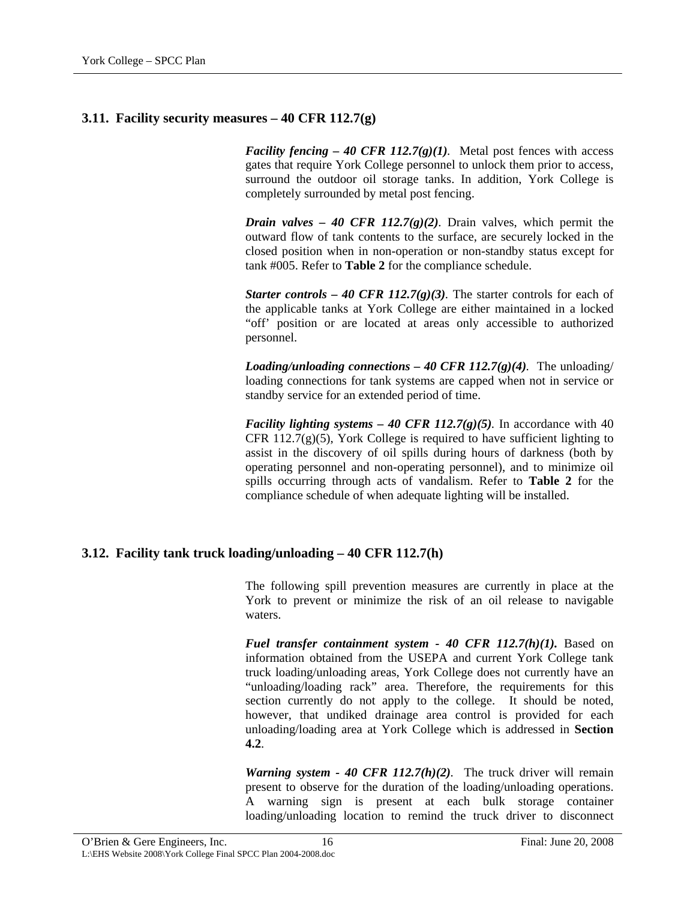## 3.11. Facility security measures – 40 CFR 112.7(g)

***Facility fencing – 40 CFR 112.7(g)(1)***. Metal post fences with access gates that require York College personnel to unlock them prior to access, surround the outdoor oil storage tanks. In addition, York College is completely surrounded by metal post fencing.

***Drain valves – 40 CFR 112.7(g)(2)***. Drain valves, which permit the outward flow of tank contents to the surface, are securely locked in the closed position when in non-operation or non-standby status except for tank #005. Refer to **Table 2** for the compliance schedule.

***Starter controls – 40 CFR 112.7(g)(3)***. The starter controls for each of the applicable tanks at York College are either maintained in a locked "off' position or are located at areas only accessible to authorized personnel.

***Loading/unloading connections – 40 CFR 112.7(g)(4)***. The unloading/ loading connections for tank systems are capped when not in service or standby service for an extended period of time.

***Facility lighting systems – 40 CFR 112.7(g)(5)***. In accordance with 40 CFR 112.7(g)(5), York College is required to have sufficient lighting to assist in the discovery of oil spills during hours of darkness (both by operating personnel and non-operating personnel), and to minimize oil spills occurring through acts of vandalism. Refer to **Table 2** for the compliance schedule of when adequate lighting will be installed.

## 3.12. Facility tank truck loading/unloading – 40 CFR 112.7(h)

The following spill prevention measures are currently in place at the York to prevent or minimize the risk of an oil release to navigable waters.

***Fuel transfer containment system - 40 CFR 112.7(h)(1).*** Based on information obtained from the USEPA and current York College tank truck loading/unloading areas, York College does not currently have an "unloading/loading rack" area. Therefore, the requirements for this section currently do not apply to the college. It should be noted, however, that undiked drainage area control is provided for each unloading/loading area at York College which is addressed in **Section 4.2**.

***Warning system - 40 CFR 112.7(h)(2)***. The truck driver will remain present to observe for the duration of the loading/unloading operations. A warning sign is present at each bulk storage container loading/unloading location to remind the truck driver to disconnect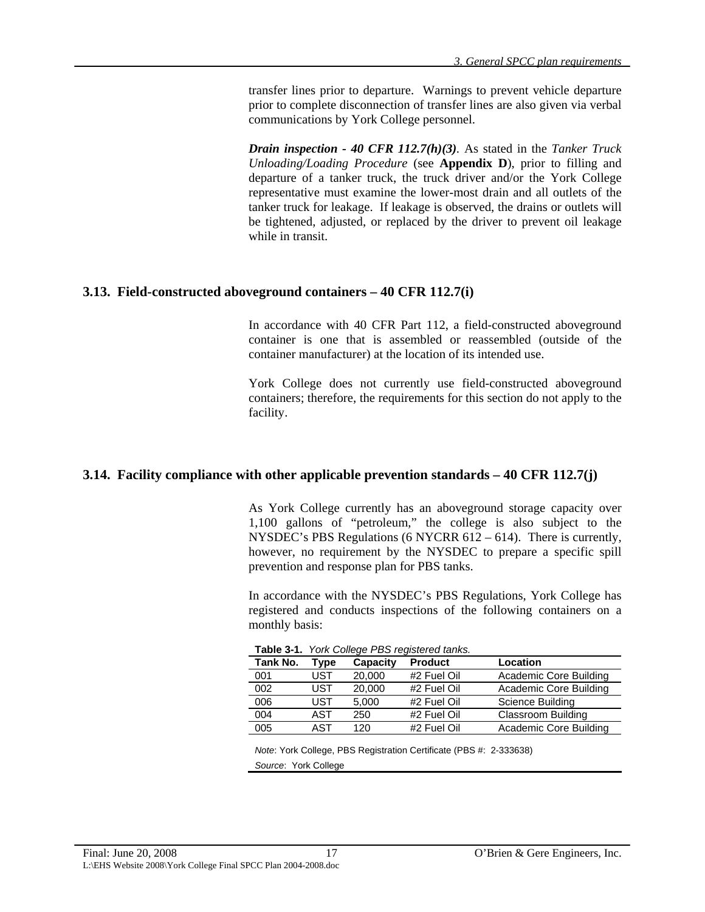transfer lines prior to departure. Warnings to prevent vehicle departure prior to complete disconnection of transfer lines are also given via verbal communications by York College personnel.

***Drain inspection - 40 CFR 112.7(h)(3)***. As stated in the *Tanker Truck Unloading/Loading Procedure* (see **Appendix D**), prior to filling and departure of a tanker truck, the truck driver and/or the York College representative must examine the lower-most drain and all outlets of the tanker truck for leakage. If leakage is observed, the drains or outlets will be tightened, adjusted, or replaced by the driver to prevent oil leakage while in transit.

## 3.13. Field-constructed aboveground containers – 40 CFR 112.7(i)

In accordance with 40 CFR Part 112, a field-constructed aboveground container is one that is assembled or reassembled (outside of the container manufacturer) at the location of its intended use.

York College does not currently use field-constructed aboveground containers; therefore, the requirements for this section do not apply to the facility.

## 3.14. Facility compliance with other applicable prevention standards – 40 CFR 112.7(j)

As York College currently has an aboveground storage capacity over 1,100 gallons of "petroleum," the college is also subject to the NYSDEC's PBS Regulations (6 NYCRR 612 – 614). There is currently, however, no requirement by the NYSDEC to prepare a specific spill prevention and response plan for PBS tanks.

In accordance with the NYSDEC's PBS Regulations, York College has registered and conducts inspections of the following containers on a monthly basis:

**Table 3-1.** *York College PBS registered tanks.*

| Tank No. | Type | Capacity | Product | Location |
|---|---|---|---|---|
| 001 | UST | 20,000 | #2 Fuel Oil | Academic Core Building |
| 002 | UST | 20,000 | #2 Fuel Oil | Academic Core Building |
| 006 | UST | 5,000 | #2 Fuel Oil | Science Building |
| 004 | AST | 250 | #2 Fuel Oil | Classroom Building |
| 005 | AST | 120 | #2 Fuel Oil | Academic Core Building |

*Note*: York College, PBS Registration Certificate (PBS #: 2-333638)

*Source*: York College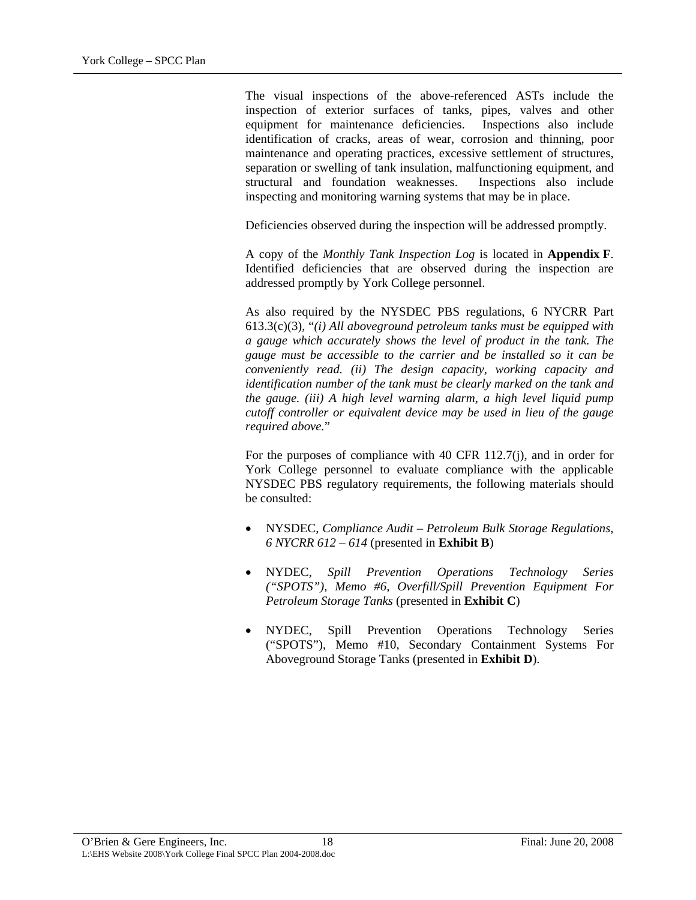The visual inspections of the above-referenced ASTs include the inspection of exterior surfaces of tanks, pipes, valves and other equipment for maintenance deficiencies. Inspections also include identification of cracks, areas of wear, corrosion and thinning, poor maintenance and operating practices, excessive settlement of structures, separation or swelling of tank insulation, malfunctioning equipment, and structural and foundation weaknesses. Inspections also include inspecting and monitoring warning systems that may be in place.

Deficiencies observed during the inspection will be addressed promptly.

A copy of the *Monthly Tank Inspection Log* is located in **Appendix F**. Identified deficiencies that are observed during the inspection are addressed promptly by York College personnel.

As also required by the NYSDEC PBS regulations, 6 NYCRR Part 613.3(c)(3), "*(i) All aboveground petroleum tanks must be equipped with a gauge which accurately shows the level of product in the tank. The gauge must be accessible to the carrier and be installed so it can be conveniently read. (ii) The design capacity, working capacity and identification number of the tank must be clearly marked on the tank and the gauge. (iii) A high level warning alarm, a high level liquid pump cutoff controller or equivalent device may be used in lieu of the gauge required above.*"

For the purposes of compliance with 40 CFR 112.7(j), and in order for York College personnel to evaluate compliance with the applicable NYSDEC PBS regulatory requirements, the following materials should be consulted:

- NYSDEC, *Compliance Audit – Petroleum Bulk Storage Regulations, 6 NYCRR 612 – 614* (presented in **Exhibit B**)
- NYDEC, *Spill Prevention Operations Technology Series ("SPOTS"), Memo #6, Overfill/Spill Prevention Equipment For Petroleum Storage Tanks* (presented in **Exhibit C**)
- NYDEC, Spill Prevention Operations Technology Series ("SPOTS"), Memo #10, Secondary Containment Systems For Aboveground Storage Tanks (presented in **Exhibit D**).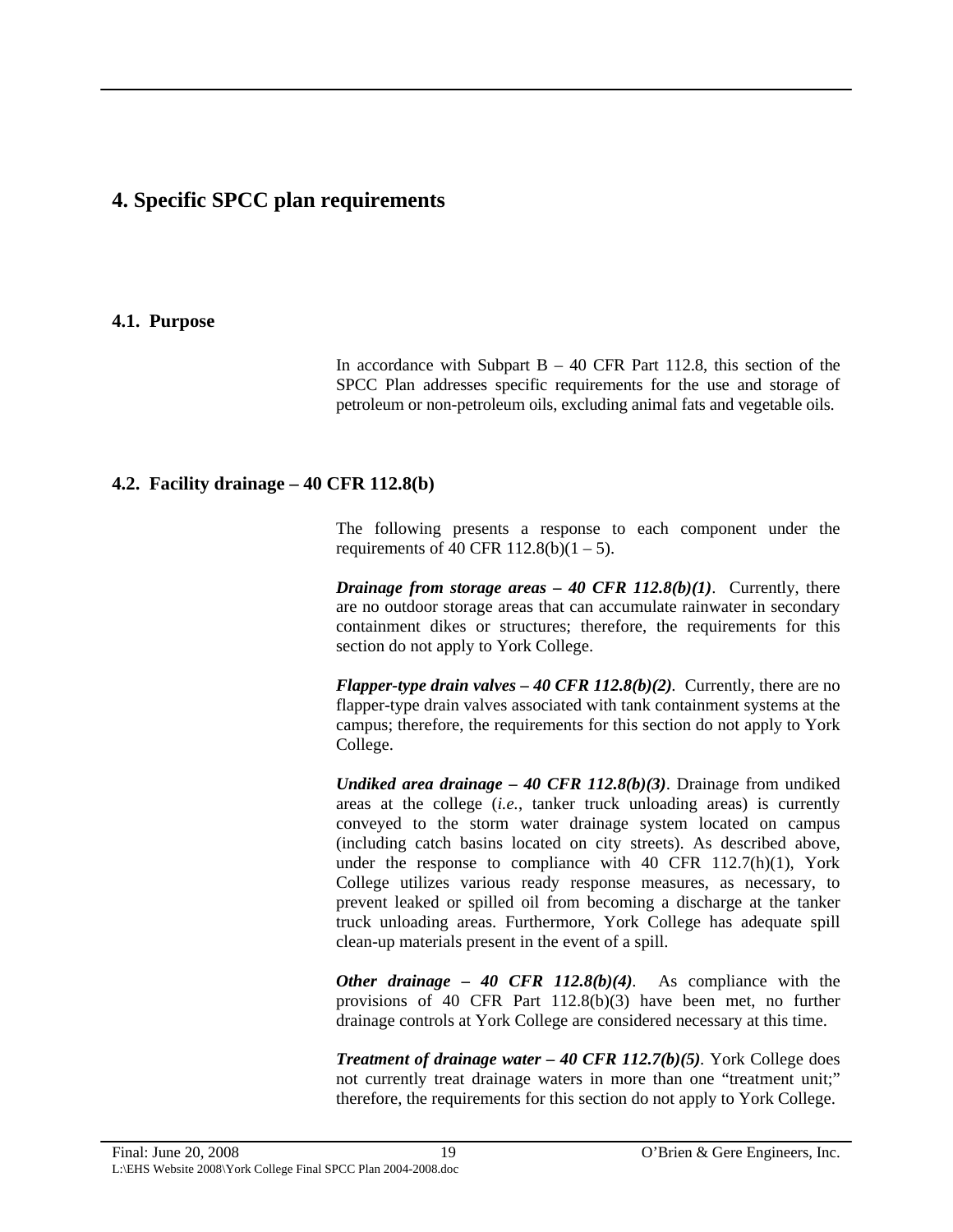# 4. Specific SPCC plan requirements

## 4.1. Purpose

In accordance with Subpart B – 40 CFR Part 112.8, this section of the SPCC Plan addresses specific requirements for the use and storage of petroleum or non-petroleum oils, excluding animal fats and vegetable oils.

## 4.2. Facility drainage – 40 CFR 112.8(b)

The following presents a response to each component under the requirements of 40 CFR 112.8(b)(1 – 5).

***Drainage from storage areas – 40 CFR 112.8(b)(1)***. Currently, there are no outdoor storage areas that can accumulate rainwater in secondary containment dikes or structures; therefore, the requirements for this section do not apply to York College.

***Flapper-type drain valves – 40 CFR 112.8(b)(2)***. Currently, there are no flapper-type drain valves associated with tank containment systems at the campus; therefore, the requirements for this section do not apply to York College.

***Undiked area drainage – 40 CFR 112.8(b)(3)***. Drainage from undiked areas at the college (*i.e.*, tanker truck unloading areas) is currently conveyed to the storm water drainage system located on campus (including catch basins located on city streets). As described above, under the response to compliance with 40 CFR 112.7(h)(1), York College utilizes various ready response measures, as necessary, to prevent leaked or spilled oil from becoming a discharge at the tanker truck unloading areas. Furthermore, York College has adequate spill clean-up materials present in the event of a spill.

***Other drainage – 40 CFR 112.8(b)(4)***. As compliance with the provisions of 40 CFR Part 112.8(b)(3) have been met, no further drainage controls at York College are considered necessary at this time.

***Treatment of drainage water – 40 CFR 112.7(b)(5)***. York College does not currently treat drainage waters in more than one "treatment unit;" therefore, the requirements for this section do not apply to York College.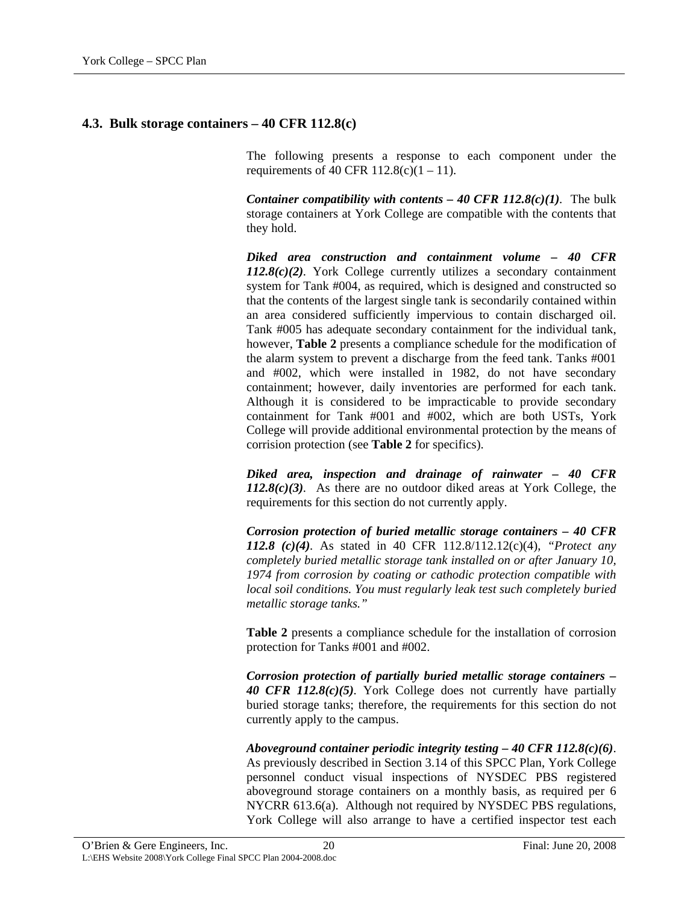## 4.3. Bulk storage containers – 40 CFR 112.8(c)

The following presents a response to each component under the requirements of 40 CFR 112.8(c)(1 – 11).

***Container compatibility with contents – 40 CFR 112.8(c)(1)***. The bulk storage containers at York College are compatible with the contents that they hold.

***Diked area construction and containment volume – 40 CFR 112.8(c)(2)***. York College currently utilizes a secondary containment system for Tank #004, as required, which is designed and constructed so that the contents of the largest single tank is secondarily contained within an area considered sufficiently impervious to contain discharged oil. Tank #005 has adequate secondary containment for the individual tank, however, **Table 2** presents a compliance schedule for the modification of the alarm system to prevent a discharge from the feed tank. Tanks #001 and #002, which were installed in 1982, do not have secondary containment; however, daily inventories are performed for each tank. Although it is considered to be impracticable to provide secondary containment for Tank #001 and #002, which are both USTs, York College will provide additional environmental protection by the means of corrision protection (see **Table 2** for specifics).

***Diked area, inspection and drainage of rainwater – 40 CFR 112.8(c)(3)***. As there are no outdoor diked areas at York College, the requirements for this section do not currently apply.

***Corrosion protection of buried metallic storage containers – 40 CFR 112.8 (c)(4)***. As stated in 40 CFR 112.8/112.12(c)(4), *"Protect any completely buried metallic storage tank installed on or after January 10, 1974 from corrosion by coating or cathodic protection compatible with local soil conditions. You must regularly leak test such completely buried metallic storage tanks."*

**Table 2** presents a compliance schedule for the installation of corrosion protection for Tanks #001 and #002.

***Corrosion protection of partially buried metallic storage containers – 40 CFR 112.8(c)(5)***. York College does not currently have partially buried storage tanks; therefore, the requirements for this section do not currently apply to the campus.

***Aboveground container periodic integrity testing – 40 CFR 112.8(c)(6)***. As previously described in Section 3.14 of this SPCC Plan, York College personnel conduct visual inspections of NYSDEC PBS registered aboveground storage containers on a monthly basis, as required per 6 NYCRR 613.6(a). Although not required by NYSDEC PBS regulations, York College will also arrange to have a certified inspector test each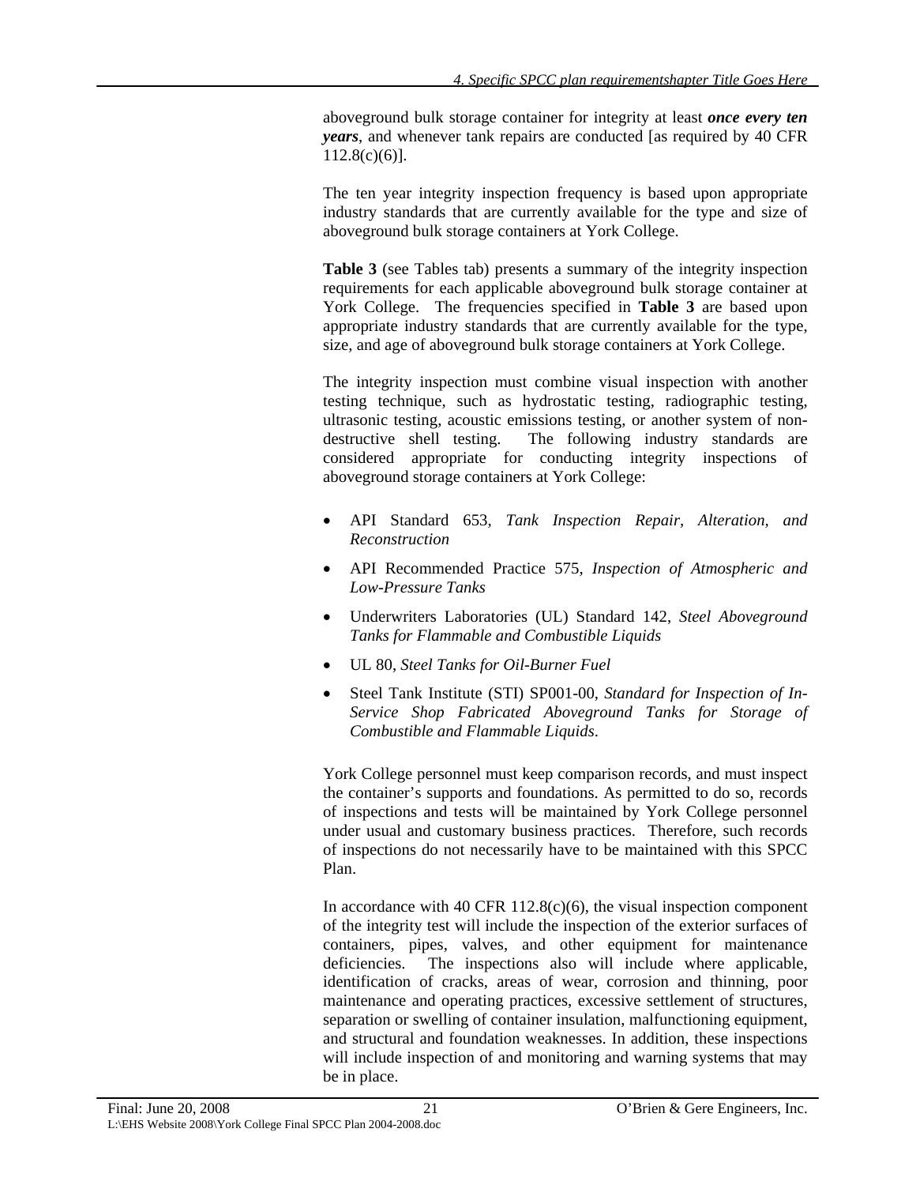aboveground bulk storage container for integrity at least ***once every ten years***, and whenever tank repairs are conducted [as required by 40 CFR 112.8(c)(6)].

The ten year integrity inspection frequency is based upon appropriate industry standards that are currently available for the type and size of aboveground bulk storage containers at York College.

**Table 3** (see Tables tab) presents a summary of the integrity inspection requirements for each applicable aboveground bulk storage container at York College. The frequencies specified in **Table 3** are based upon appropriate industry standards that are currently available for the type, size, and age of aboveground bulk storage containers at York College.

The integrity inspection must combine visual inspection with another testing technique, such as hydrostatic testing, radiographic testing, ultrasonic testing, acoustic emissions testing, or another system of non-destructive shell testing. The following industry standards are considered appropriate for conducting integrity inspections of aboveground storage containers at York College:

- API Standard 653, *Tank Inspection Repair, Alteration, and Reconstruction*
- API Recommended Practice 575, *Inspection of Atmospheric and Low-Pressure Tanks*
- Underwriters Laboratories (UL) Standard 142, *Steel Aboveground Tanks for Flammable and Combustible Liquids*
- UL 80, *Steel Tanks for Oil-Burner Fuel*
- Steel Tank Institute (STI) SP001-00, *Standard for Inspection of In-Service Shop Fabricated Aboveground Tanks for Storage of Combustible and Flammable Liquids*.

York College personnel must keep comparison records, and must inspect the container's supports and foundations. As permitted to do so, records of inspections and tests will be maintained by York College personnel under usual and customary business practices. Therefore, such records of inspections do not necessarily have to be maintained with this SPCC Plan.

In accordance with 40 CFR 112.8(c)(6), the visual inspection component of the integrity test will include the inspection of the exterior surfaces of containers, pipes, valves, and other equipment for maintenance deficiencies. The inspections also will include where applicable, identification of cracks, areas of wear, corrosion and thinning, poor maintenance and operating practices, excessive settlement of structures, separation or swelling of container insulation, malfunctioning equipment, and structural and foundation weaknesses. In addition, these inspections will include inspection of and monitoring and warning systems that may be in place.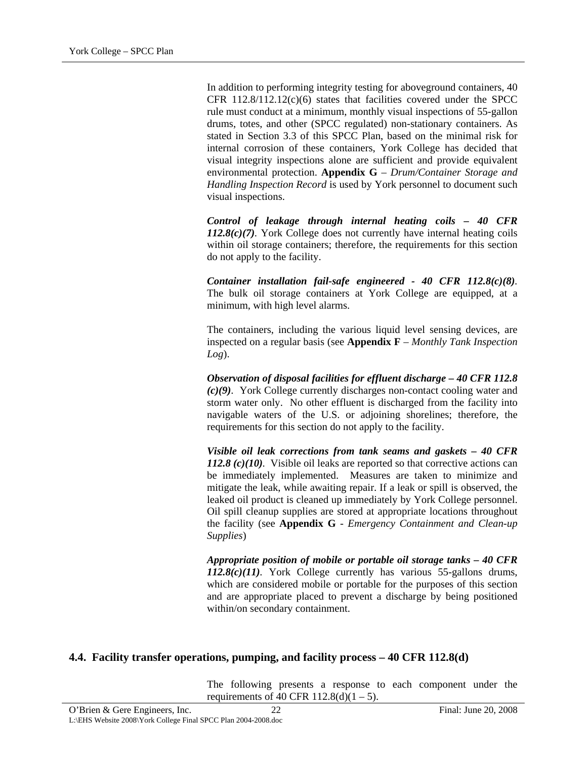In addition to performing integrity testing for aboveground containers, 40 CFR 112.8/112.12(c)(6) states that facilities covered under the SPCC rule must conduct at a minimum, monthly visual inspections of 55-gallon drums, totes, and other (SPCC regulated) non-stationary containers. As stated in Section 3.3 of this SPCC Plan, based on the minimal risk for internal corrosion of these containers, York College has decided that visual integrity inspections alone are sufficient and provide equivalent environmental protection. **Appendix G** – *Drum/Container Storage and Handling Inspection Record* is used by York personnel to document such visual inspections.

***Control of leakage through internal heating coils – 40 CFR 112.8(c)(7)***. York College does not currently have internal heating coils within oil storage containers; therefore, the requirements for this section do not apply to the facility.

***Container installation fail-safe engineered - 40 CFR 112.8(c)(8)***. The bulk oil storage containers at York College are equipped, at a minimum, with high level alarms.

The containers, including the various liquid level sensing devices, are inspected on a regular basis (see **Appendix F** – *Monthly Tank Inspection Log*).

***Observation of disposal facilities for effluent discharge – 40 CFR 112.8 (c)(9)***. York College currently discharges non-contact cooling water and storm water only. No other effluent is discharged from the facility into navigable waters of the U.S. or adjoining shorelines; therefore, the requirements for this section do not apply to the facility.

***Visible oil leak corrections from tank seams and gaskets – 40 CFR 112.8 (c)(10)***. Visible oil leaks are reported so that corrective actions can be immediately implemented. Measures are taken to minimize and mitigate the leak, while awaiting repair. If a leak or spill is observed, the leaked oil product is cleaned up immediately by York College personnel. Oil spill cleanup supplies are stored at appropriate locations throughout the facility (see **Appendix G** - *Emergency Containment and Clean-up Supplies*)

***Appropriate position of mobile or portable oil storage tanks – 40 CFR 112.8(c)(11)***. York College currently has various 55-gallons drums, which are considered mobile or portable for the purposes of this section and are appropriate placed to prevent a discharge by being positioned within/on secondary containment.

## 4.4. Facility transfer operations, pumping, and facility process – 40 CFR 112.8(d)

The following presents a response to each component under the requirements of 40 CFR 112.8(d)(1 – 5).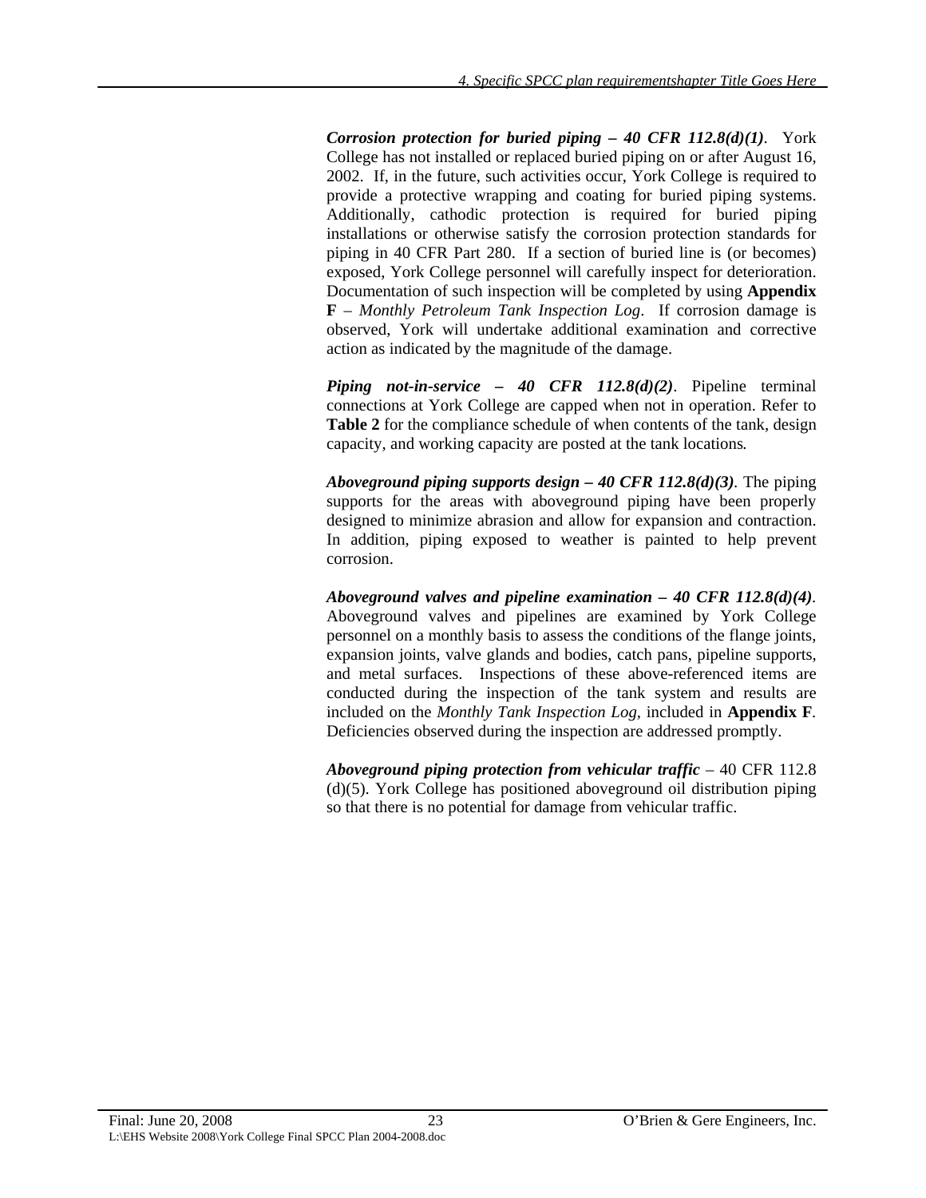***Corrosion protection for buried piping – 40 CFR 112.8(d)(1)***. York College has not installed or replaced buried piping on or after August 16, 2002. If, in the future, such activities occur, York College is required to provide a protective wrapping and coating for buried piping systems. Additionally, cathodic protection is required for buried piping installations or otherwise satisfy the corrosion protection standards for piping in 40 CFR Part 280. If a section of buried line is (or becomes) exposed, York College personnel will carefully inspect for deterioration. Documentation of such inspection will be completed by using **Appendix F** – *Monthly Petroleum Tank Inspection Log*. If corrosion damage is observed, York will undertake additional examination and corrective action as indicated by the magnitude of the damage.

***Piping not-in-service – 40 CFR 112.8(d)(2)***. Pipeline terminal connections at York College are capped when not in operation. Refer to **Table 2** for the compliance schedule of when contents of the tank, design capacity, and working capacity are posted at the tank locations*.*

***Aboveground piping supports design – 40 CFR 112.8(d)(3)***. The piping supports for the areas with aboveground piping have been properly designed to minimize abrasion and allow for expansion and contraction. In addition, piping exposed to weather is painted to help prevent corrosion.

***Aboveground valves and pipeline examination – 40 CFR 112.8(d)(4)***. Aboveground valves and pipelines are examined by York College personnel on a monthly basis to assess the conditions of the flange joints, expansion joints, valve glands and bodies, catch pans, pipeline supports, and metal surfaces. Inspections of these above-referenced items are conducted during the inspection of the tank system and results are included on the *Monthly Tank Inspection Log*, included in **Appendix F**. Deficiencies observed during the inspection are addressed promptly.

***Aboveground piping protection from vehicular traffic*** – 40 CFR 112.8 (d)(5). York College has positioned aboveground oil distribution piping so that there is no potential for damage from vehicular traffic.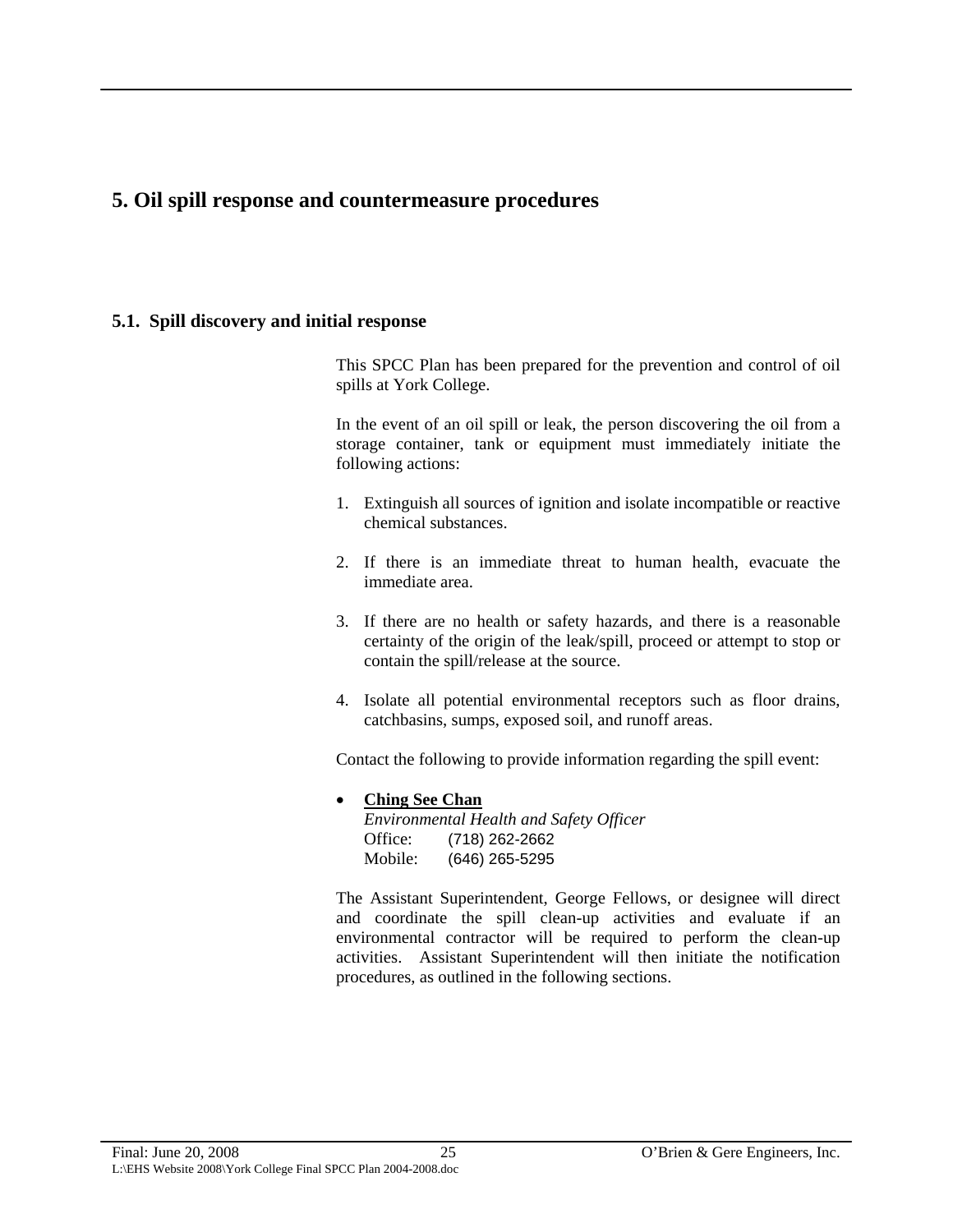# 5. Oil spill response and countermeasure procedures

## 5.1. Spill discovery and initial response

This SPCC Plan has been prepared for the prevention and control of oil spills at York College.

In the event of an oil spill or leak, the person discovering the oil from a storage container, tank or equipment must immediately initiate the following actions:

1. Extinguish all sources of ignition and isolate incompatible or reactive chemical substances.

2. If there is an immediate threat to human health, evacuate the immediate area.

3. If there are no health or safety hazards, and there is a reasonable certainty of the origin of the leak/spill, proceed or attempt to stop or contain the spill/release at the source.

4. Isolate all potential environmental receptors such as floor drains, catchbasins, sumps, exposed soil, and runoff areas.

Contact the following to provide information regarding the spill event:

- **Ching See Chan**  
  *Environmental Health and Safety Officer*  
  Office: (718) 262-2662  
  Mobile: (646) 265-5295

The Assistant Superintendent, George Fellows, or designee will direct and coordinate the spill clean-up activities and evaluate if an environmental contractor will be required to perform the clean-up activities. Assistant Superintendent will then initiate the notification procedures, as outlined in the following sections.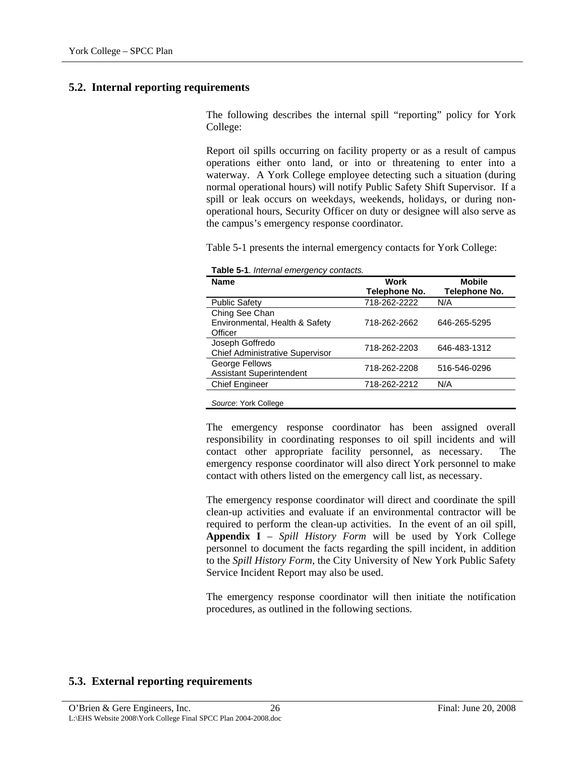## 5.2. Internal reporting requirements

The following describes the internal spill "reporting" policy for York College:

Report oil spills occurring on facility property or as a result of campus operations either onto land, or into or threatening to enter into a waterway. A York College employee detecting such a situation (during normal operational hours) will notify Public Safety Shift Supervisor. If a spill or leak occurs on weekdays, weekends, holidays, or during non-operational hours, Security Officer on duty or designee will also serve as the campus's emergency response coordinator.

Table 5-1 presents the internal emergency contacts for York College:

**Table 5-1**. *Internal emergency contacts.*

| Name | Work Telephone No. | Mobile Telephone No. |
|---|---|---|
| Public Safety | 718-262-2222 | N/A |
| Ching See Chan<br>Environmental, Health & Safety Officer | 718-262-2662 | 646-265-5295 |
| Joseph Goffredo<br>Chief Administrative Supervisor | 718-262-2203 | 646-483-1312 |
| George Fellows<br>Assistant Superintendent | 718-262-2208 | 516-546-0296 |
| Chief Engineer | 718-262-2212 | N/A |

*Source*: York College

The emergency response coordinator has been assigned overall responsibility in coordinating responses to oil spill incidents and will contact other appropriate facility personnel, as necessary. The emergency response coordinator will also direct York personnel to make contact with others listed on the emergency call list, as necessary.

The emergency response coordinator will direct and coordinate the spill clean-up activities and evaluate if an environmental contractor will be required to perform the clean-up activities. In the event of an oil spill, **Appendix I** – *Spill History Form* will be used by York College personnel to document the facts regarding the spill incident, in addition to the *Spill History Form*, the City University of New York Public Safety Service Incident Report may also be used.

The emergency response coordinator will then initiate the notification procedures, as outlined in the following sections.

## 5.3. External reporting requirements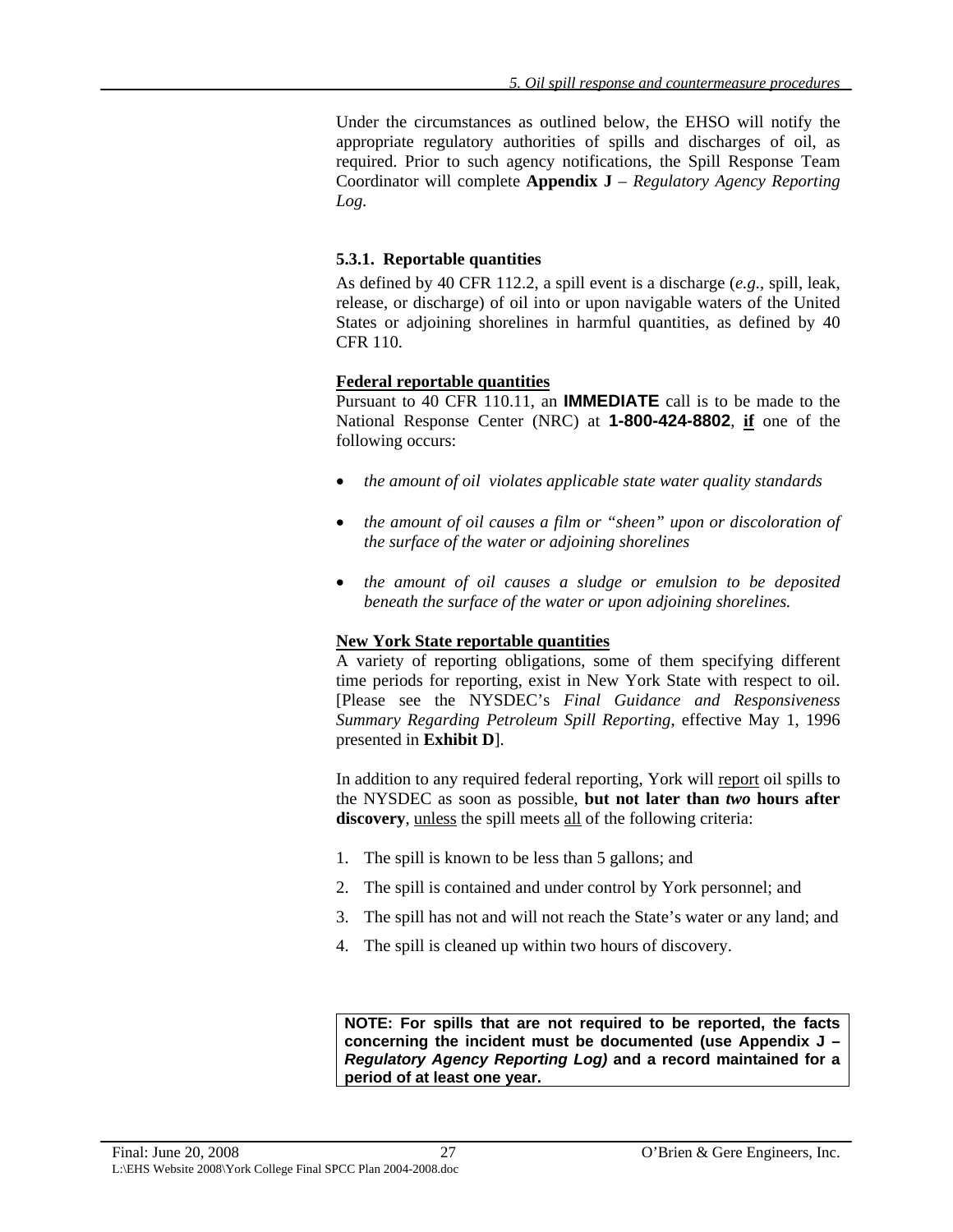Under the circumstances as outlined below, the EHSO will notify the appropriate regulatory authorities of spills and discharges of oil, as required. Prior to such agency notifications, the Spill Response Team Coordinator will complete **Appendix J** – *Regulatory Agency Reporting Log*.

### 5.3.1. Reportable quantities

As defined by 40 CFR 112.2, a spill event is a discharge (*e.g.*, spill, leak, release, or discharge) of oil into or upon navigable waters of the United States or adjoining shorelines in harmful quantities, as defined by 40 CFR 110.

**Federal reportable quantities**

Pursuant to 40 CFR 110.11, an **IMMEDIATE** call is to be made to the National Response Center (NRC) at **1-800-424-8802**, **if** one of the following occurs:

- *the amount of oil violates applicable state water quality standards*
- *the amount of oil causes a film or "sheen" upon or discoloration of the surface of the water or adjoining shorelines*
- *the amount of oil causes a sludge or emulsion to be deposited beneath the surface of the water or upon adjoining shorelines.*

**New York State reportable quantities**

A variety of reporting obligations, some of them specifying different time periods for reporting, exist in New York State with respect to oil. [Please see the NYSDEC's *Final Guidance and Responsiveness Summary Regarding Petroleum Spill Reporting*, effective May 1, 1996 presented in **Exhibit D**].

In addition to any required federal reporting, York will report oil spills to the NYSDEC as soon as possible, **but not later than *two* hours after discovery**, unless the spill meets all of the following criteria:

1. The spill is known to be less than 5 gallons; and
2. The spill is contained and under control by York personnel; and
3. The spill has not and will not reach the State's water or any land; and
4. The spill is cleaned up within two hours of discovery.

**NOTE: For spills that are not required to be reported, the facts concerning the incident must be documented (use Appendix J – *Regulatory Agency Reporting Log*) and a record maintained for a period of at least one year.**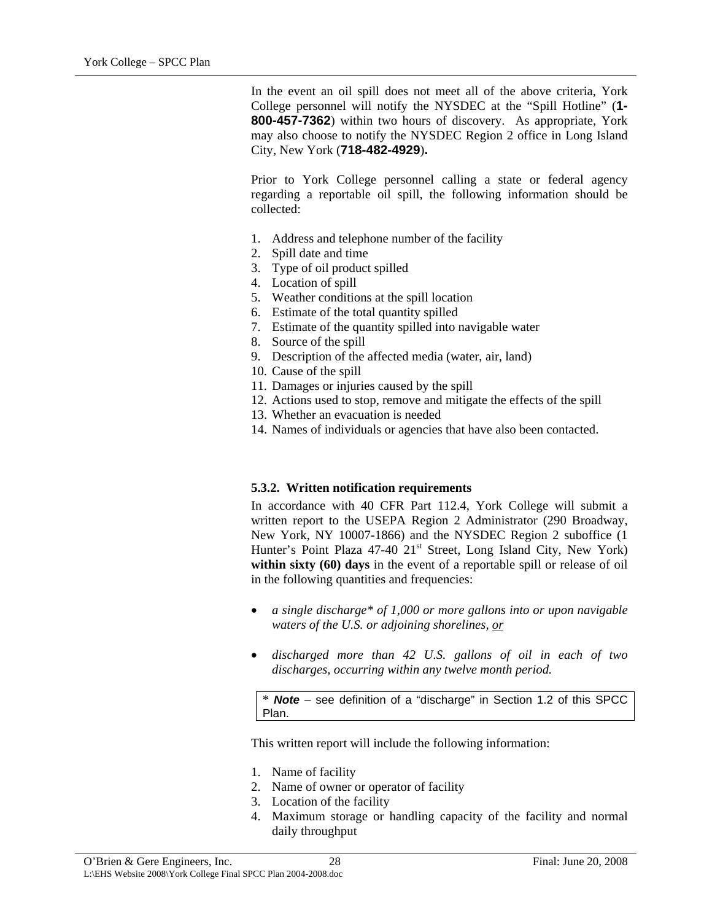In the event an oil spill does not meet all of the above criteria, York College personnel will notify the NYSDEC at the "Spill Hotline" (**1-800-457-7362**) within two hours of discovery. As appropriate, York may also choose to notify the NYSDEC Region 2 office in Long Island City, New York (**718-482-4929**).

Prior to York College personnel calling a state or federal agency regarding a reportable oil spill, the following information should be collected:

1. Address and telephone number of the facility
2. Spill date and time
3. Type of oil product spilled
4. Location of spill
5. Weather conditions at the spill location
6. Estimate of the total quantity spilled
7. Estimate of the quantity spilled into navigable water
8. Source of the spill
9. Description of the affected media (water, air, land)
10. Cause of the spill
11. Damages or injuries caused by the spill
12. Actions used to stop, remove and mitigate the effects of the spill
13. Whether an evacuation is needed
14. Names of individuals or agencies that have also been contacted.

#### 5.3.2. Written notification requirements

In accordance with 40 CFR Part 112.4, York College will submit a written report to the USEPA Region 2 Administrator (290 Broadway, New York, NY 10007-1866) and the NYSDEC Region 2 suboffice (1 Hunter's Point Plaza 47-40 21st Street, Long Island City, New York) **within sixty (60) days** in the event of a reportable spill or release of oil in the following quantities and frequencies:

- *a single discharge* of 1,000 or more gallons into or upon navigable waters of the U.S. or adjoining shorelines, or*
- *discharged more than 42 U.S. gallons of oil in each of two discharges, occurring within any twelve month period.*

> * ***Note*** – see definition of a "discharge" in Section 1.2 of this SPCC Plan.

This written report will include the following information:

1. Name of facility
2. Name of owner or operator of facility
3. Location of the facility
4. Maximum storage or handling capacity of the facility and normal daily throughput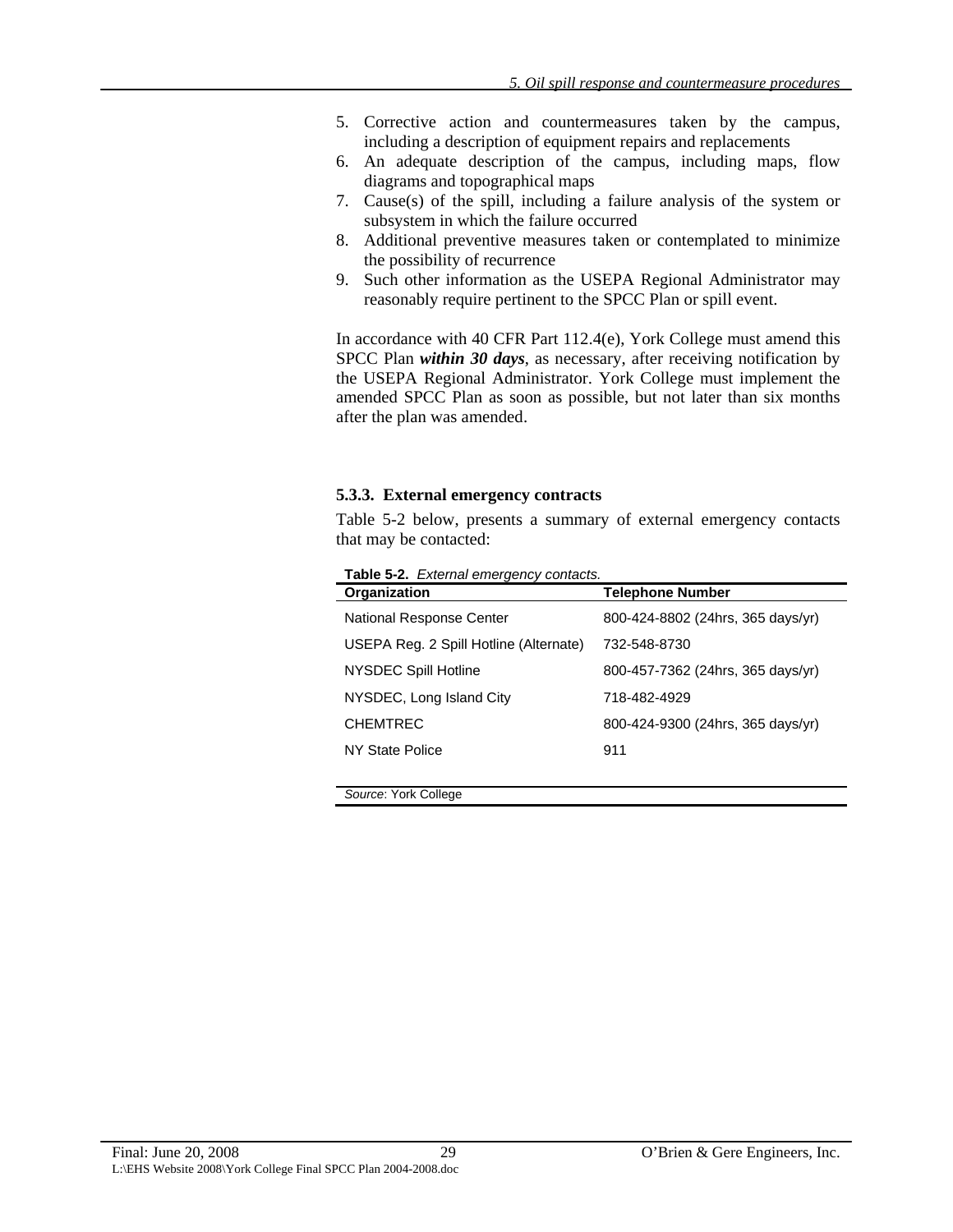5. Corrective action and countermeasures taken by the campus, including a description of equipment repairs and replacements
6. An adequate description of the campus, including maps, flow diagrams and topographical maps
7. Cause(s) of the spill, including a failure analysis of the system or subsystem in which the failure occurred
8. Additional preventive measures taken or contemplated to minimize the possibility of recurrence
9. Such other information as the USEPA Regional Administrator may reasonably require pertinent to the SPCC Plan or spill event.

In accordance with 40 CFR Part 112.4(e), York College must amend this SPCC Plan ***within 30 days***, as necessary, after receiving notification by the USEPA Regional Administrator. York College must implement the amended SPCC Plan as soon as possible, but not later than six months after the plan was amended.

### 5.3.3. External emergency contracts

Table 5-2 below, presents a summary of external emergency contacts that may be contacted:

**Table 5-2.** *External emergency contacts.*

| Organization | Telephone Number |
|---|---|
| National Response Center | 800-424-8802 (24hrs, 365 days/yr) |
| USEPA Reg. 2 Spill Hotline (Alternate) | 732-548-8730 |
| NYSDEC Spill Hotline | 800-457-7362 (24hrs, 365 days/yr) |
| NYSDEC, Long Island City | 718-482-4929 |
| CHEMTREC | 800-424-9300 (24hrs, 365 days/yr) |
| NY State Police | 911 |

*Source*: York College